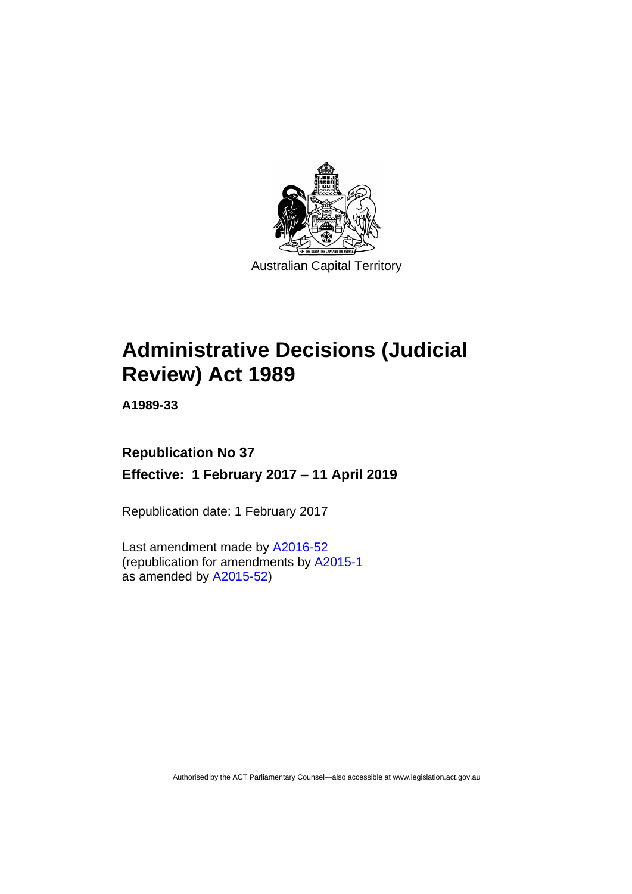Australian Capital Territory

# Administrative Decisions (Judicial Review) Act 1989

**A1989-33**

**Republication No 37**

**Effective: 1 February 2017 – 11 April 2019**

Republication date: 1 February 2017

Last amendment made by A2016-52
(republication for amendments by A2015-1
as amended by A2015-52)

Authorised by the ACT Parliamentary Counsel—also accessible at www.legislation.act.gov.au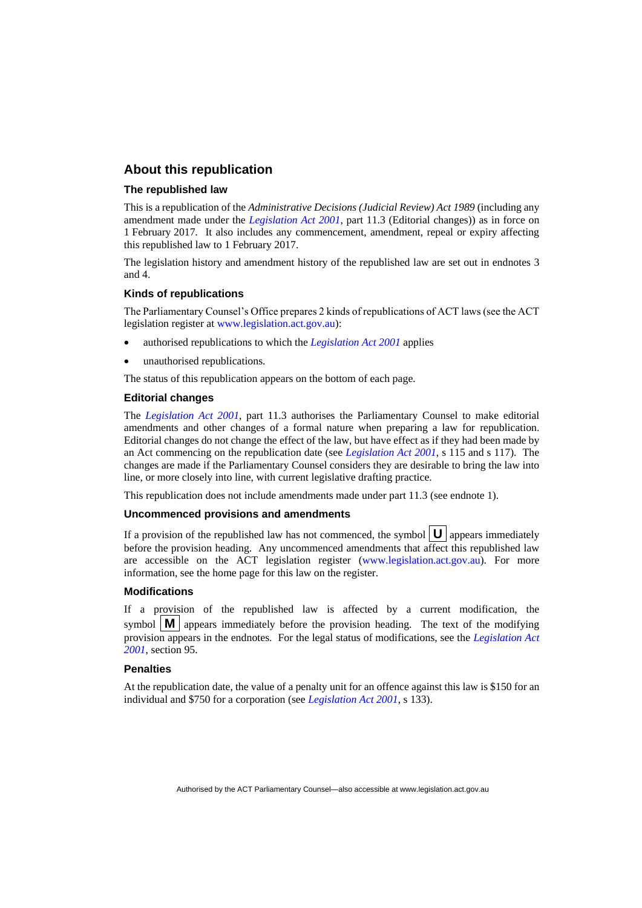## About this republication

### The republished law

This is a republication of the *Administrative Decisions (Judicial Review) Act 1989* (including any amendment made under the *Legislation Act 2001*, part 11.3 (Editorial changes)) as in force on 1 February 2017. It also includes any commencement, amendment, repeal or expiry affecting this republished law to 1 February 2017.

The legislation history and amendment history of the republished law are set out in endnotes 3 and 4.

### Kinds of republications

The Parliamentary Counsel's Office prepares 2 kinds of republications of ACT laws (see the ACT legislation register at www.legislation.act.gov.au):

- authorised republications to which the *Legislation Act 2001* applies
- unauthorised republications.

The status of this republication appears on the bottom of each page.

### Editorial changes

The *Legislation Act 2001*, part 11.3 authorises the Parliamentary Counsel to make editorial amendments and other changes of a formal nature when preparing a law for republication. Editorial changes do not change the effect of the law, but have effect as if they had been made by an Act commencing on the republication date (see *Legislation Act 2001*, s 115 and s 117). The changes are made if the Parliamentary Counsel considers they are desirable to bring the law into line, or more closely into line, with current legislative drafting practice.

This republication does not include amendments made under part 11.3 (see endnote 1).

### Uncommenced provisions and amendments

If a provision of the republished law has not commenced, the symbol **U** appears immediately before the provision heading. Any uncommenced amendments that affect this republished law are accessible on the ACT legislation register (www.legislation.act.gov.au). For more information, see the home page for this law on the register.

### Modifications

If a provision of the republished law is affected by a current modification, the symbol **M** appears immediately before the provision heading. The text of the modifying provision appears in the endnotes. For the legal status of modifications, see the *Legislation Act 2001*, section 95.

### Penalties

At the republication date, the value of a penalty unit for an offence against this law is $150 for an individual and $750 for a corporation (see *Legislation Act 2001*, s 133).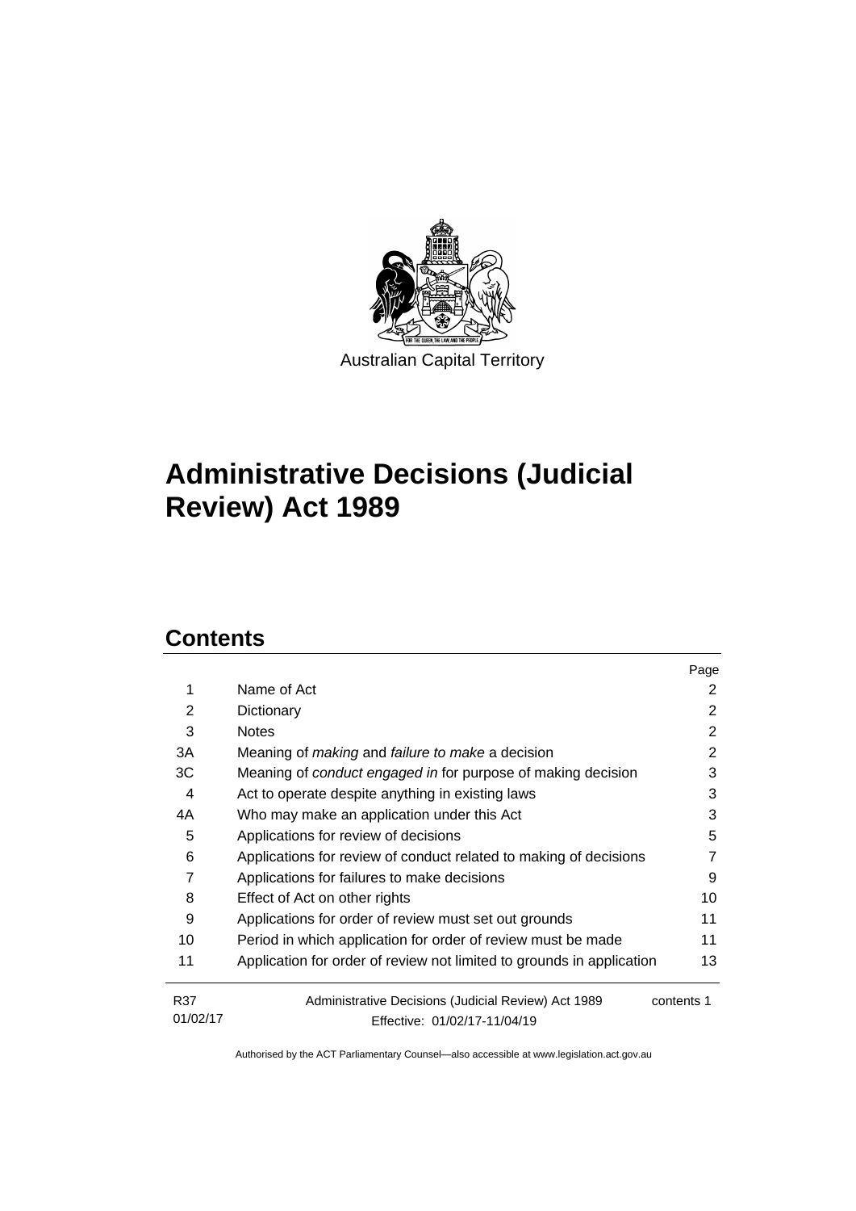Australian Capital Territory

# Administrative Decisions (Judicial Review) Act 1989

## Contents

| | | Page |
|---|---|---|
| 1 | Name of Act | 2 |
| 2 | Dictionary | 2 |
| 3 | Notes | 2 |
| 3A | Meaning of *making* and *failure to make* a decision | 2 |
| 3C | Meaning of *conduct engaged in* for purpose of making decision | 3 |
| 4 | Act to operate despite anything in existing laws | 3 |
| 4A | Who may make an application under this Act | 3 |
| 5 | Applications for review of decisions | 5 |
| 6 | Applications for review of conduct related to making of decisions | 7 |
| 7 | Applications for failures to make decisions | 9 |
| 8 | Effect of Act on other rights | 10 |
| 9 | Applications for order of review must set out grounds | 11 |
| 10 | Period in which application for order of review must be made | 11 |
| 11 | Application for order of review not limited to grounds in application | 13 |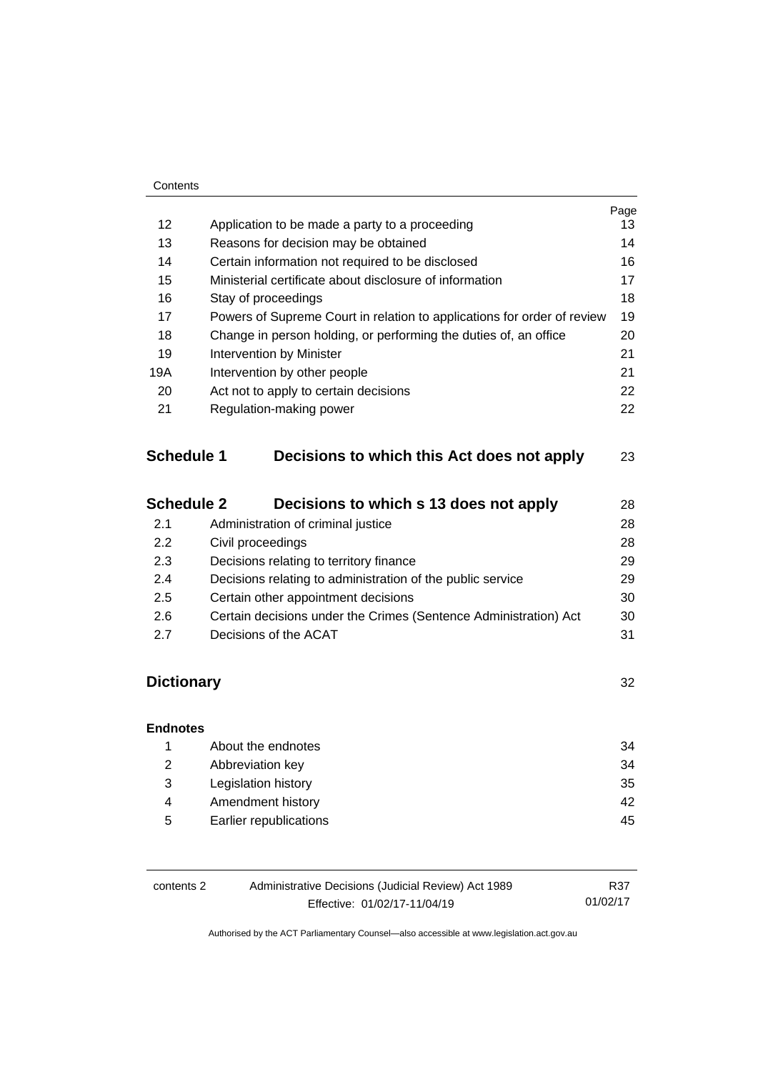| | | Page |
|---|---|---|
| 12 | Application to be made a party to a proceeding | 13 |
| 13 | Reasons for decision may be obtained | 14 |
| 14 | Certain information not required to be disclosed | 16 |
| 15 | Ministerial certificate about disclosure of information | 17 |
| 16 | Stay of proceedings | 18 |
| 17 | Powers of Supreme Court in relation to applications for order of review | 19 |
| 18 | Change in person holding, or performing the duties of, an office | 20 |
| 19 | Intervention by Minister | 21 |
| 19A | Intervention by other people | 21 |
| 20 | Act not to apply to certain decisions | 22 |
| 21 | Regulation-making power | 22 |

**Schedule 1 Decisions to which this Act does not apply** 23

**Schedule 2 Decisions to which s 13 does not apply** 28

| | | |
|---|---|---|
| 2.1 | Administration of criminal justice | 28 |
| 2.2 | Civil proceedings | 28 |
| 2.3 | Decisions relating to territory finance | 29 |
| 2.4 | Decisions relating to administration of the public service | 29 |
| 2.5 | Certain other appointment decisions | 30 |
| 2.6 | Certain decisions under the Crimes (Sentence Administration) Act | 30 |
| 2.7 | Decisions of the ACAT | 31 |

**Dictionary** 32

**Endnotes**

| | | |
|---|---|---|
| 1 | About the endnotes | 34 |
| 2 | Abbreviation key | 34 |
| 3 | Legislation history | 35 |
| 4 | Amendment history | 42 |
| 5 | Earlier republications | 45 |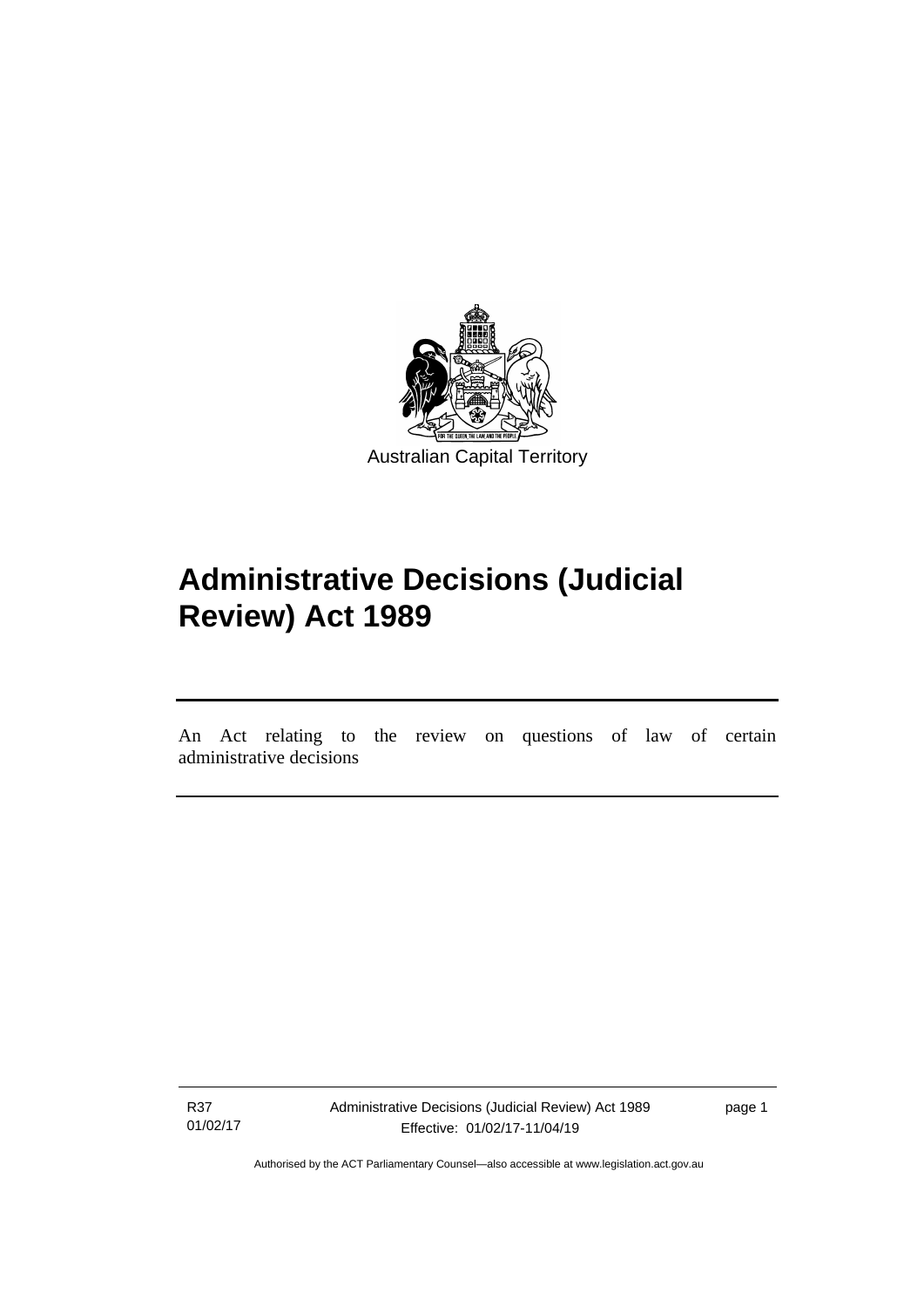Australian Capital Territory

# Administrative Decisions (Judicial Review) Act 1989

An Act relating to the review on questions of law of certain administrative decisions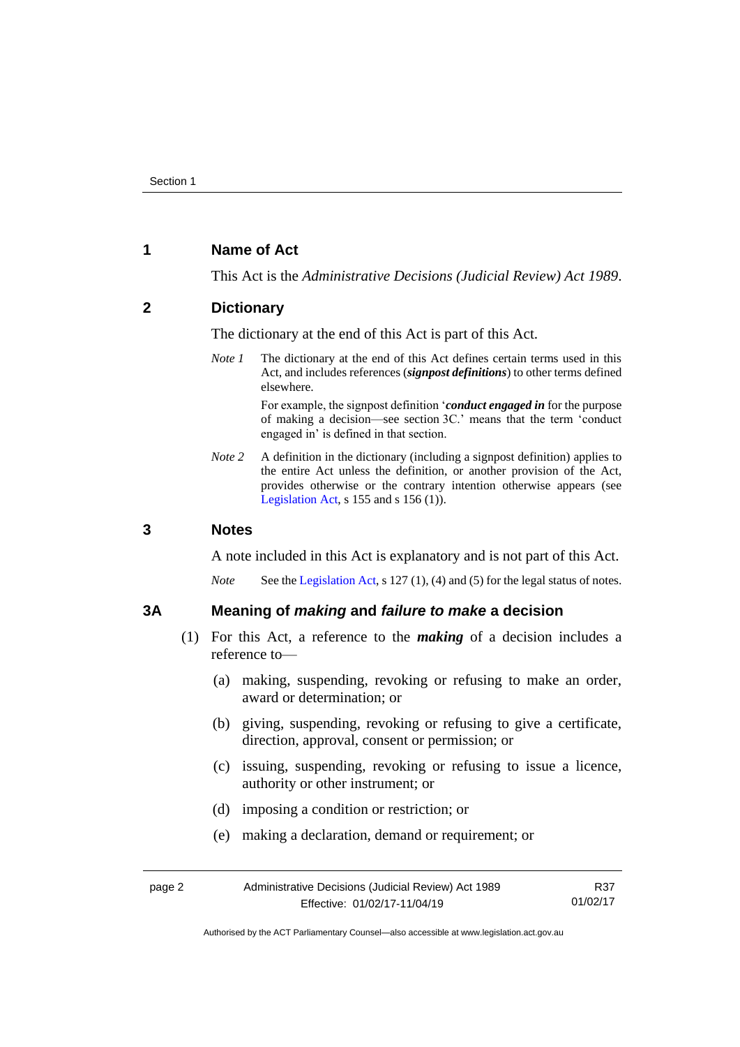## 1 Name of Act

This Act is the *Administrative Decisions (Judicial Review) Act 1989*.

## 2 Dictionary

The dictionary at the end of this Act is part of this Act.

*Note 1* The dictionary at the end of this Act defines certain terms used in this Act, and includes references (***signpost definitions***) to other terms defined elsewhere.

For example, the signpost definition '***conduct engaged in*** for the purpose of making a decision—see section 3C.' means that the term 'conduct engaged in' is defined in that section.

*Note 2* A definition in the dictionary (including a signpost definition) applies to the entire Act unless the definition, or another provision of the Act, provides otherwise or the contrary intention otherwise appears (see Legislation Act, s 155 and s 156 (1)).

## 3 Notes

A note included in this Act is explanatory and is not part of this Act.

*Note* See the Legislation Act, s 127 (1), (4) and (5) for the legal status of notes.

## 3A Meaning of *making* and *failure to make* a decision

(1) For this Act, a reference to the ***making*** of a decision includes a reference to—

(a) making, suspending, revoking or refusing to make an order, award or determination; or

(b) giving, suspending, revoking or refusing to give a certificate, direction, approval, consent or permission; or

(c) issuing, suspending, revoking or refusing to issue a licence, authority or other instrument; or

(d) imposing a condition or restriction; or

(e) making a declaration, demand or requirement; or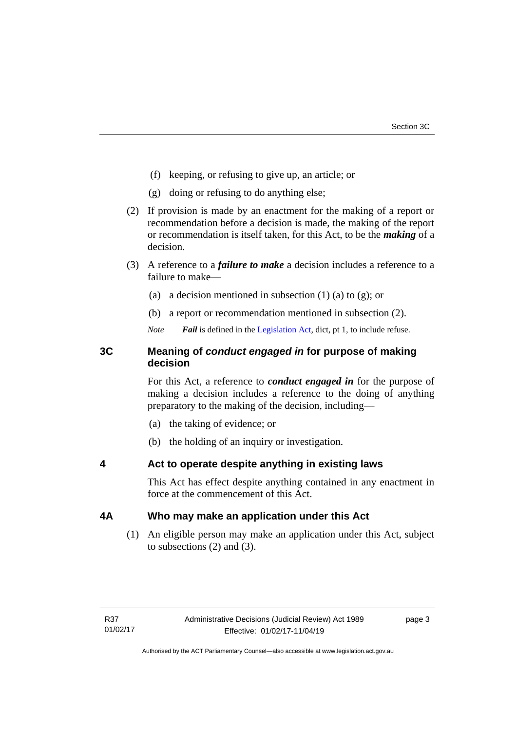(f) keeping, or refusing to give up, an article; or

(g) doing or refusing to do anything else;

(2) If provision is made by an enactment for the making of a report or recommendation before a decision is made, the making of the report or recommendation is itself taken, for this Act, to be the ***making*** of a decision.

(3) A reference to a ***failure to make*** a decision includes a reference to a failure to make—

(a) a decision mentioned in subsection (1) (a) to (g); or

(b) a report or recommendation mentioned in subsection (2).

*Note* ***Fail*** is defined in the Legislation Act, dict, pt 1, to include refuse.

## 3C Meaning of *conduct engaged in* for purpose of making decision

For this Act, a reference to ***conduct engaged in*** for the purpose of making a decision includes a reference to the doing of anything preparatory to the making of the decision, including—

(a) the taking of evidence; or

(b) the holding of an inquiry or investigation.

## 4 Act to operate despite anything in existing laws

This Act has effect despite anything contained in any enactment in force at the commencement of this Act.

## 4A Who may make an application under this Act

(1) An eligible person may make an application under this Act, subject to subsections (2) and (3).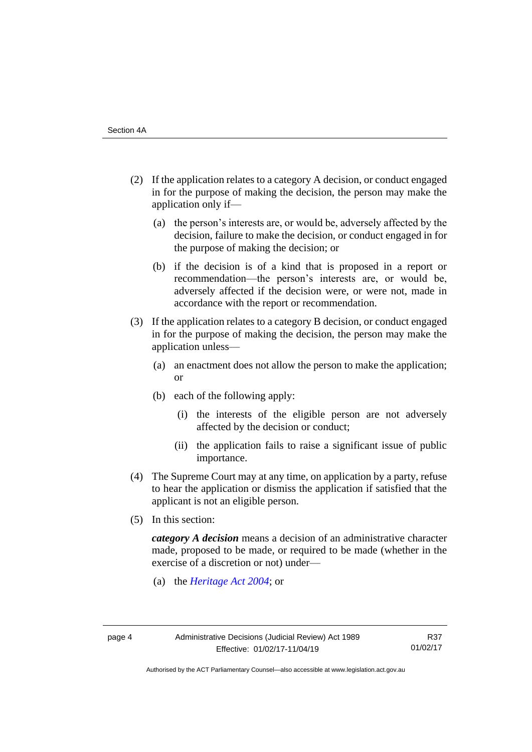(2) If the application relates to a category A decision, or conduct engaged in for the purpose of making the decision, the person may make the application only if—

(a) the person's interests are, or would be, adversely affected by the decision, failure to make the decision, or conduct engaged in for the purpose of making the decision; or

(b) if the decision is of a kind that is proposed in a report or recommendation—the person's interests are, or would be, adversely affected if the decision were, or were not, made in accordance with the report or recommendation.

(3) If the application relates to a category B decision, or conduct engaged in for the purpose of making the decision, the person may make the application unless—

(a) an enactment does not allow the person to make the application; or

(b) each of the following apply:

(i) the interests of the eligible person are not adversely affected by the decision or conduct;

(ii) the application fails to raise a significant issue of public importance.

(4) The Supreme Court may at any time, on application by a party, refuse to hear the application or dismiss the application if satisfied that the applicant is not an eligible person.

(5) In this section:

***category A decision*** means a decision of an administrative character made, proposed to be made, or required to be made (whether in the exercise of a discretion or not) under—

(a) the *Heritage Act 2004*; or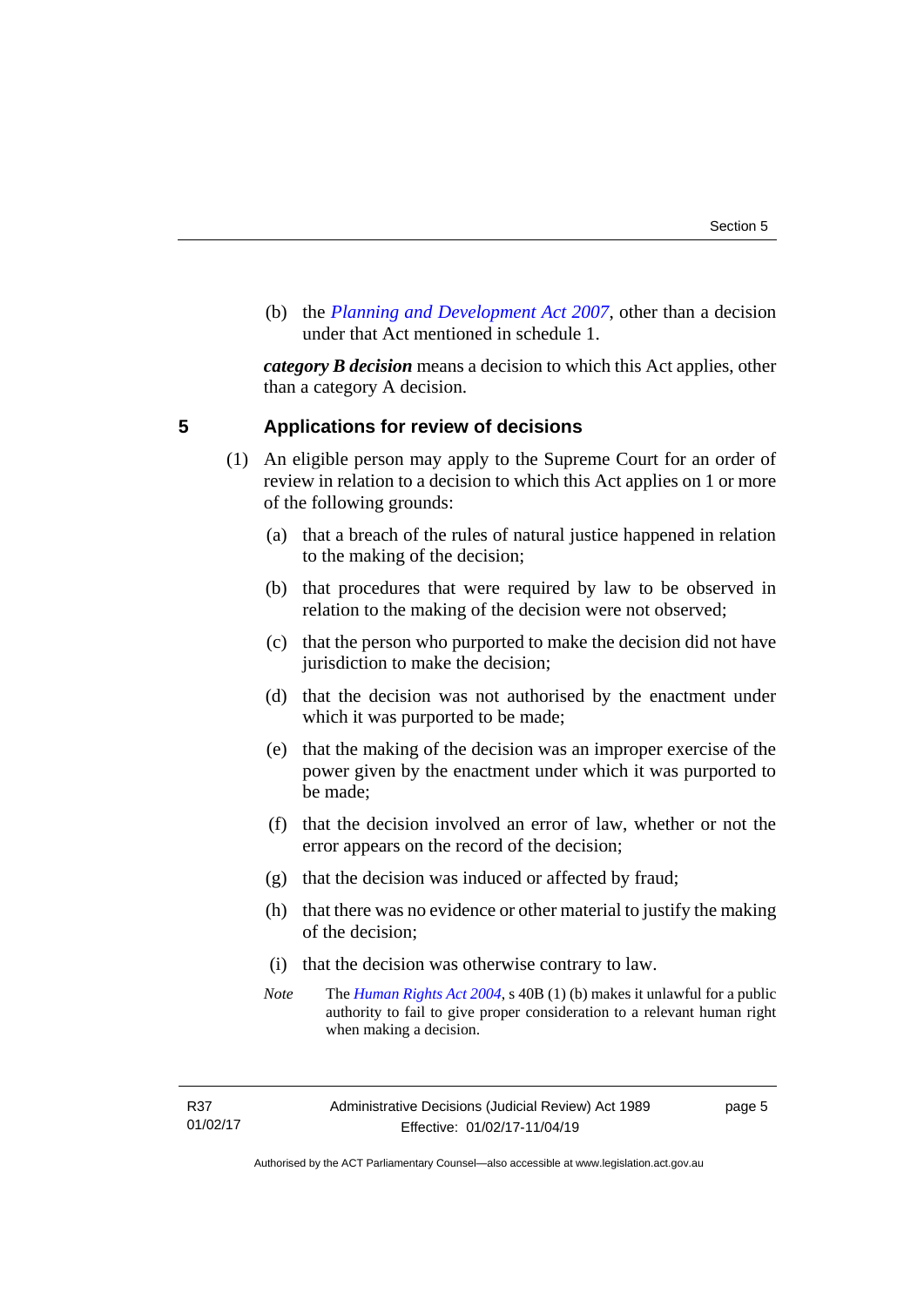(b) the *Planning and Development Act 2007*, other than a decision under that Act mentioned in schedule 1.

***category B decision*** means a decision to which this Act applies, other than a category A decision.

## 5 Applications for review of decisions

(1) An eligible person may apply to the Supreme Court for an order of review in relation to a decision to which this Act applies on 1 or more of the following grounds:

(a) that a breach of the rules of natural justice happened in relation to the making of the decision;

(b) that procedures that were required by law to be observed in relation to the making of the decision were not observed;

(c) that the person who purported to make the decision did not have jurisdiction to make the decision;

(d) that the decision was not authorised by the enactment under which it was purported to be made;

(e) that the making of the decision was an improper exercise of the power given by the enactment under which it was purported to be made;

(f) that the decision involved an error of law, whether or not the error appears on the record of the decision;

(g) that the decision was induced or affected by fraud;

(h) that there was no evidence or other material to justify the making of the decision;

(i) that the decision was otherwise contrary to law.

*Note* The *Human Rights Act 2004*, s 40B (1) (b) makes it unlawful for a public authority to fail to give proper consideration to a relevant human right when making a decision.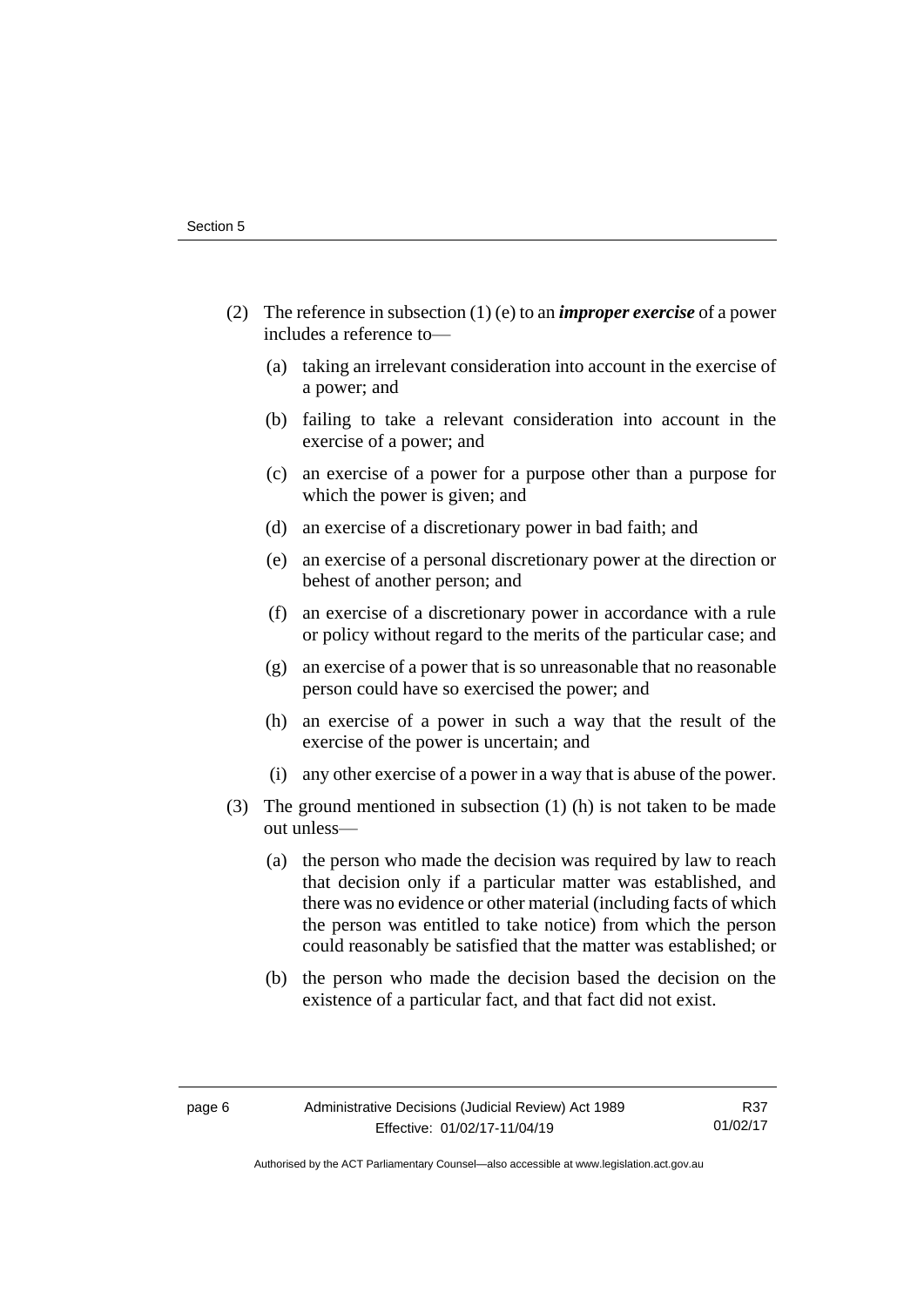(2) The reference in subsection (1) (e) to an ***improper exercise*** of a power includes a reference to—

   (a) taking an irrelevant consideration into account in the exercise of a power; and

   (b) failing to take a relevant consideration into account in the exercise of a power; and

   (c) an exercise of a power for a purpose other than a purpose for which the power is given; and

   (d) an exercise of a discretionary power in bad faith; and

   (e) an exercise of a personal discretionary power at the direction or behest of another person; and

   (f) an exercise of a discretionary power in accordance with a rule or policy without regard to the merits of the particular case; and

   (g) an exercise of a power that is so unreasonable that no reasonable person could have so exercised the power; and

   (h) an exercise of a power in such a way that the result of the exercise of the power is uncertain; and

   (i) any other exercise of a power in a way that is abuse of the power.

(3) The ground mentioned in subsection (1) (h) is not taken to be made out unless—

   (a) the person who made the decision was required by law to reach that decision only if a particular matter was established, and there was no evidence or other material (including facts of which the person was entitled to take notice) from which the person could reasonably be satisfied that the matter was established; or

   (b) the person who made the decision based the decision on the existence of a particular fact, and that fact did not exist.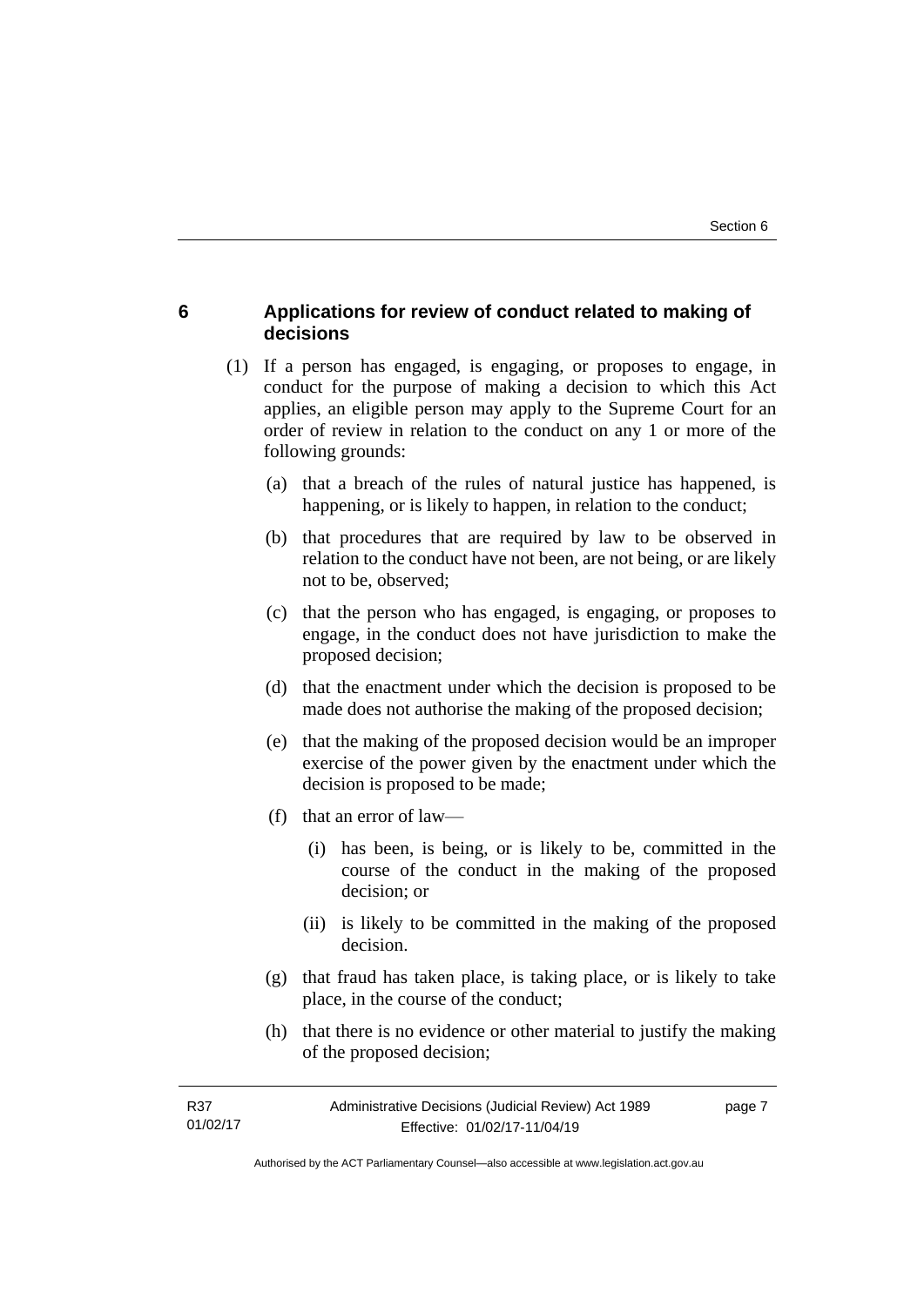## 6 Applications for review of conduct related to making of decisions

(1) If a person has engaged, is engaging, or proposes to engage, in conduct for the purpose of making a decision to which this Act applies, an eligible person may apply to the Supreme Court for an order of review in relation to the conduct on any 1 or more of the following grounds:

(a) that a breach of the rules of natural justice has happened, is happening, or is likely to happen, in relation to the conduct;

(b) that procedures that are required by law to be observed in relation to the conduct have not been, are not being, or are likely not to be, observed;

(c) that the person who has engaged, is engaging, or proposes to engage, in the conduct does not have jurisdiction to make the proposed decision;

(d) that the enactment under which the decision is proposed to be made does not authorise the making of the proposed decision;

(e) that the making of the proposed decision would be an improper exercise of the power given by the enactment under which the decision is proposed to be made;

(f) that an error of law—

(i) has been, is being, or is likely to be, committed in the course of the conduct in the making of the proposed decision; or

(ii) is likely to be committed in the making of the proposed decision.

(g) that fraud has taken place, is taking place, or is likely to take place, in the course of the conduct;

(h) that there is no evidence or other material to justify the making of the proposed decision;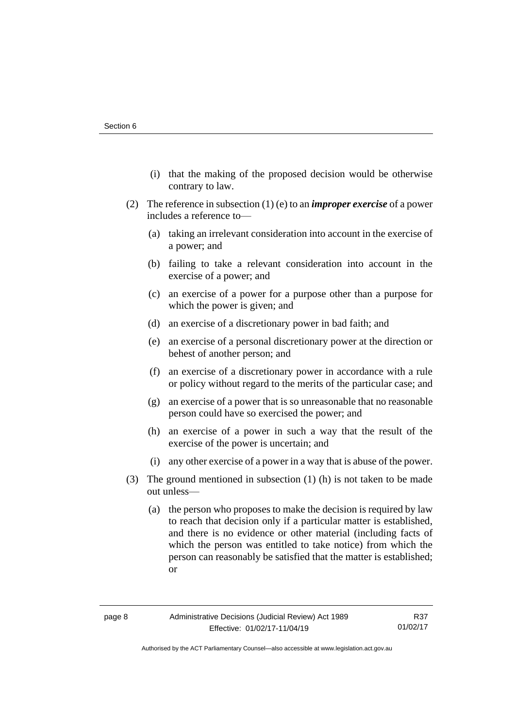(i) that the making of the proposed decision would be otherwise contrary to law.

(2) The reference in subsection (1) (e) to an ***improper exercise*** of a power includes a reference to—

(a) taking an irrelevant consideration into account in the exercise of a power; and

(b) failing to take a relevant consideration into account in the exercise of a power; and

(c) an exercise of a power for a purpose other than a purpose for which the power is given; and

(d) an exercise of a discretionary power in bad faith; and

(e) an exercise of a personal discretionary power at the direction or behest of another person; and

(f) an exercise of a discretionary power in accordance with a rule or policy without regard to the merits of the particular case; and

(g) an exercise of a power that is so unreasonable that no reasonable person could have so exercised the power; and

(h) an exercise of a power in such a way that the result of the exercise of the power is uncertain; and

(i) any other exercise of a power in a way that is abuse of the power.

(3) The ground mentioned in subsection (1) (h) is not taken to be made out unless—

(a) the person who proposes to make the decision is required by law to reach that decision only if a particular matter is established, and there is no evidence or other material (including facts of which the person was entitled to take notice) from which the person can reasonably be satisfied that the matter is established; or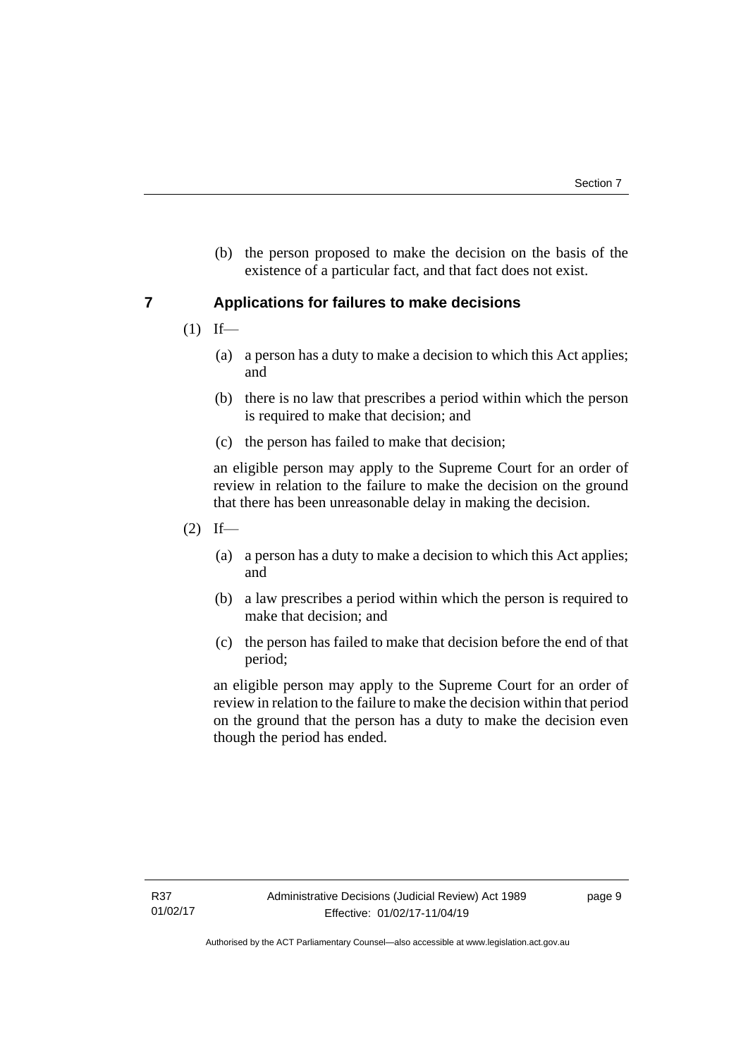(b) the person proposed to make the decision on the basis of the existence of a particular fact, and that fact does not exist.

## 7 Applications for failures to make decisions

(1) If—

(a) a person has a duty to make a decision to which this Act applies; and

(b) there is no law that prescribes a period within which the person is required to make that decision; and

(c) the person has failed to make that decision;

an eligible person may apply to the Supreme Court for an order of review in relation to the failure to make the decision on the ground that there has been unreasonable delay in making the decision.

(2) If—

(a) a person has a duty to make a decision to which this Act applies; and

(b) a law prescribes a period within which the person is required to make that decision; and

(c) the person has failed to make that decision before the end of that period;

an eligible person may apply to the Supreme Court for an order of review in relation to the failure to make the decision within that period on the ground that the person has a duty to make the decision even though the period has ended.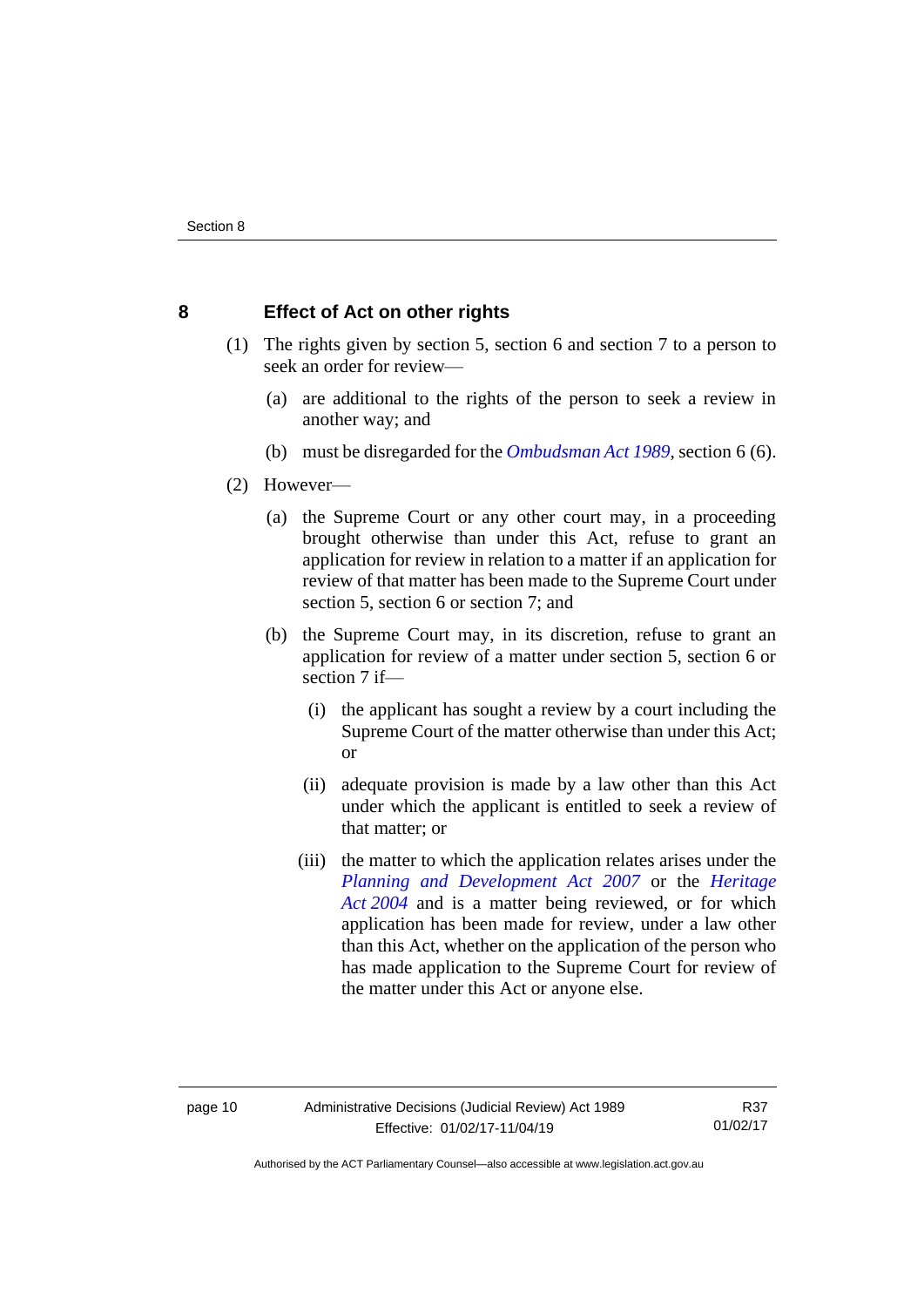## 8 Effect of Act on other rights

(1) The rights given by section 5, section 6 and section 7 to a person to seek an order for review—

(a) are additional to the rights of the person to seek a review in another way; and

(b) must be disregarded for the *Ombudsman Act 1989*, section 6 (6).

(2) However—

(a) the Supreme Court or any other court may, in a proceeding brought otherwise than under this Act, refuse to grant an application for review in relation to a matter if an application for review of that matter has been made to the Supreme Court under section 5, section 6 or section 7; and

(b) the Supreme Court may, in its discretion, refuse to grant an application for review of a matter under section 5, section 6 or section 7 if—

(i) the applicant has sought a review by a court including the Supreme Court of the matter otherwise than under this Act; or

(ii) adequate provision is made by a law other than this Act under which the applicant is entitled to seek a review of that matter; or

(iii) the matter to which the application relates arises under the *Planning and Development Act 2007* or the *Heritage Act 2004* and is a matter being reviewed, or for which application has been made for review, under a law other than this Act, whether on the application of the person who has made application to the Supreme Court for review of the matter under this Act or anyone else.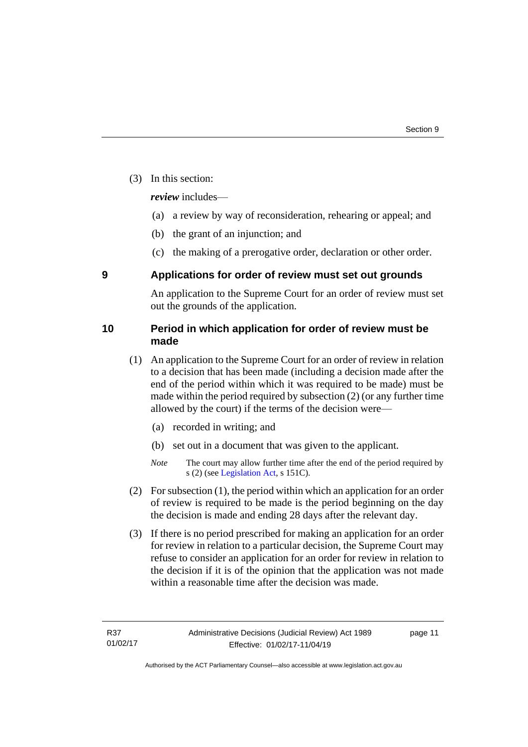(3) In this section:

***review*** includes—

(a) a review by way of reconsideration, rehearing or appeal; and

(b) the grant of an injunction; and

(c) the making of a prerogative order, declaration or other order.

## 9 Applications for order of review must set out grounds

An application to the Supreme Court for an order of review must set out the grounds of the application.

## 10 Period in which application for order of review must be made

(1) An application to the Supreme Court for an order of review in relation to a decision that has been made (including a decision made after the end of the period within which it was required to be made) must be made within the period required by subsection (2) (or any further time allowed by the court) if the terms of the decision were—

(a) recorded in writing; and

(b) set out in a document that was given to the applicant.

*Note* The court may allow further time after the end of the period required by s (2) (see Legislation Act, s 151C).

(2) For subsection (1), the period within which an application for an order of review is required to be made is the period beginning on the day the decision is made and ending 28 days after the relevant day.

(3) If there is no period prescribed for making an application for an order for review in relation to a particular decision, the Supreme Court may refuse to consider an application for an order for review in relation to the decision if it is of the opinion that the application was not made within a reasonable time after the decision was made.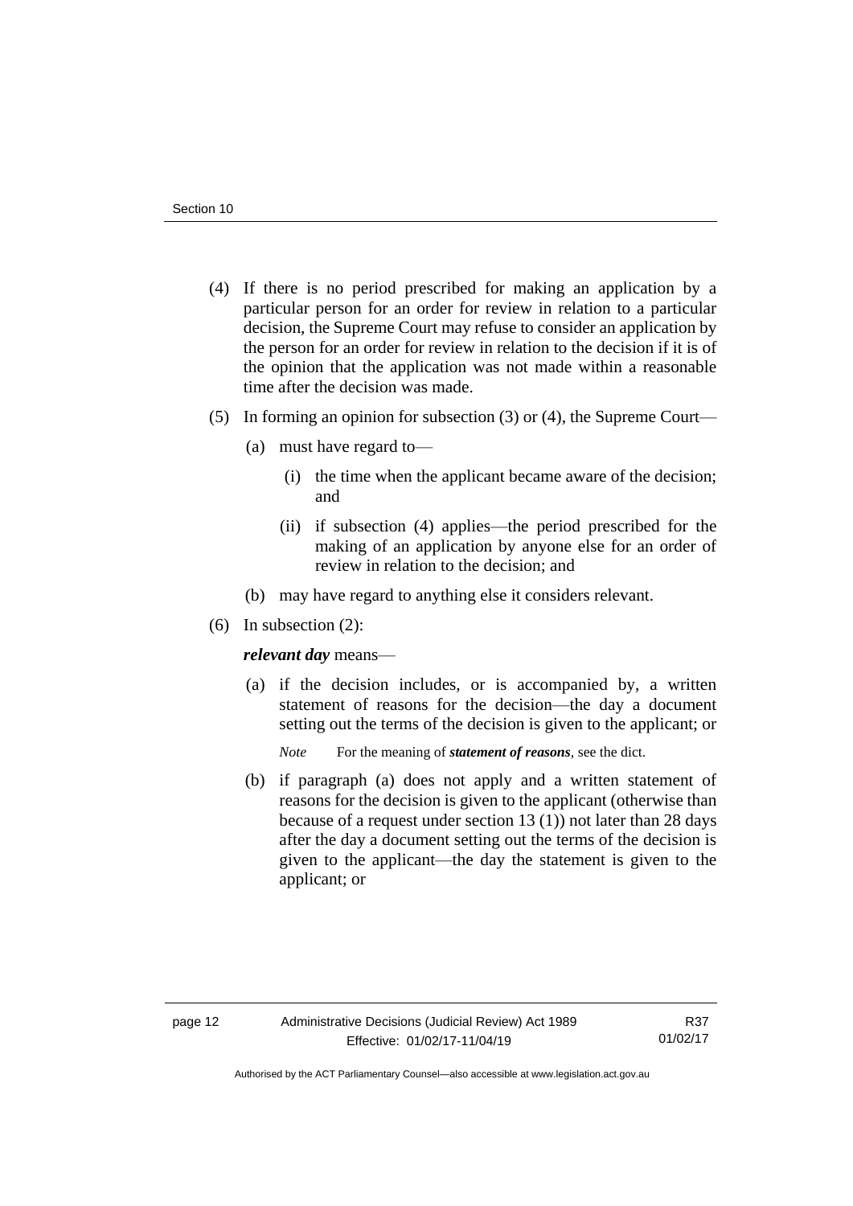(4) If there is no period prescribed for making an application by a particular person for an order for review in relation to a particular decision, the Supreme Court may refuse to consider an application by the person for an order for review in relation to the decision if it is of the opinion that the application was not made within a reasonable time after the decision was made.

(5) In forming an opinion for subsection (3) or (4), the Supreme Court—

(a) must have regard to—

(i) the time when the applicant became aware of the decision; and

(ii) if subsection (4) applies—the period prescribed for the making of an application by anyone else for an order of review in relation to the decision; and

(b) may have regard to anything else it considers relevant.

(6) In subsection (2):

***relevant day*** means—

(a) if the decision includes, or is accompanied by, a written statement of reasons for the decision—the day a document setting out the terms of the decision is given to the applicant; or

*Note* For the meaning of ***statement of reasons***, see the dict.

(b) if paragraph (a) does not apply and a written statement of reasons for the decision is given to the applicant (otherwise than because of a request under section 13 (1)) not later than 28 days after the day a document setting out the terms of the decision is given to the applicant—the day the statement is given to the applicant; or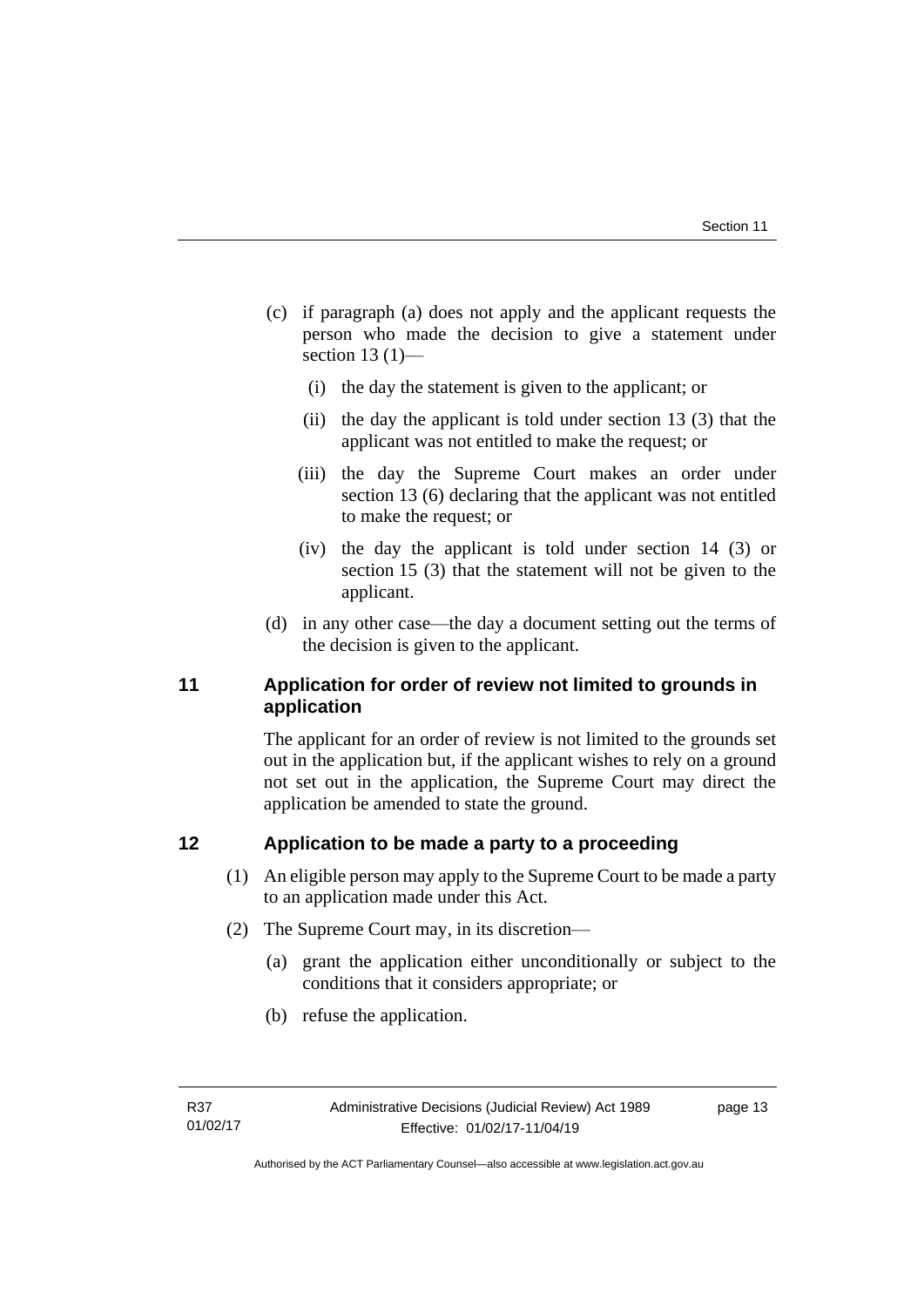(c) if paragraph (a) does not apply and the applicant requests the person who made the decision to give a statement under section 13 (1)—

  (i) the day the statement is given to the applicant; or

  (ii) the day the applicant is told under section 13 (3) that the applicant was not entitled to make the request; or

  (iii) the day the Supreme Court makes an order under section 13 (6) declaring that the applicant was not entitled to make the request; or

  (iv) the day the applicant is told under section 14 (3) or section 15 (3) that the statement will not be given to the applicant.

(d) in any other case—the day a document setting out the terms of the decision is given to the applicant.

## 11 Application for order of review not limited to grounds in application

The applicant for an order of review is not limited to the grounds set out in the application but, if the applicant wishes to rely on a ground not set out in the application, the Supreme Court may direct the application be amended to state the ground.

## 12 Application to be made a party to a proceeding

(1) An eligible person may apply to the Supreme Court to be made a party to an application made under this Act.

(2) The Supreme Court may, in its discretion—

  (a) grant the application either unconditionally or subject to the conditions that it considers appropriate; or

  (b) refuse the application.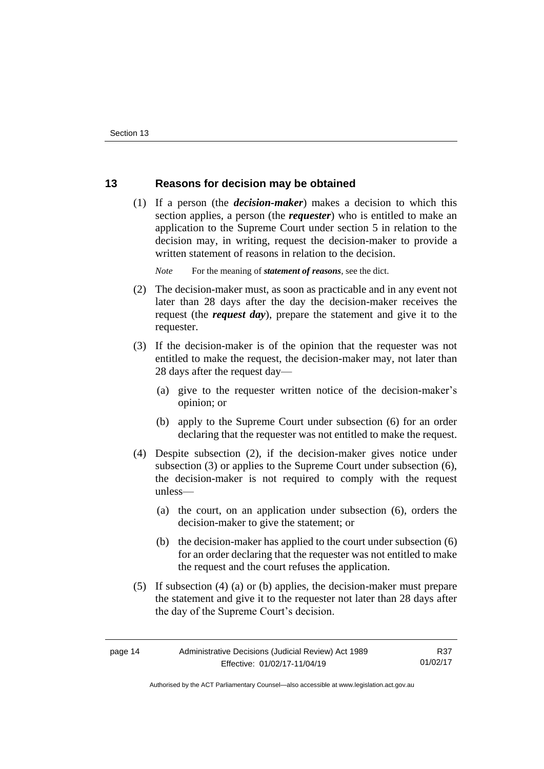## 13 Reasons for decision may be obtained

(1) If a person (the ***decision-maker***) makes a decision to which this section applies, a person (the ***requester***) who is entitled to make an application to the Supreme Court under section 5 in relation to the decision may, in writing, request the decision-maker to provide a written statement of reasons in relation to the decision.

*Note* For the meaning of ***statement of reasons***, see the dict.

(2) The decision-maker must, as soon as practicable and in any event not later than 28 days after the day the decision-maker receives the request (the ***request day***), prepare the statement and give it to the requester.

(3) If the decision-maker is of the opinion that the requester was not entitled to make the request, the decision-maker may, not later than 28 days after the request day—

(a) give to the requester written notice of the decision-maker's opinion; or

(b) apply to the Supreme Court under subsection (6) for an order declaring that the requester was not entitled to make the request.

(4) Despite subsection (2), if the decision-maker gives notice under subsection (3) or applies to the Supreme Court under subsection (6), the decision-maker is not required to comply with the request unless—

(a) the court, on an application under subsection (6), orders the decision-maker to give the statement; or

(b) the decision-maker has applied to the court under subsection (6) for an order declaring that the requester was not entitled to make the request and the court refuses the application.

(5) If subsection (4) (a) or (b) applies, the decision-maker must prepare the statement and give it to the requester not later than 28 days after the day of the Supreme Court's decision.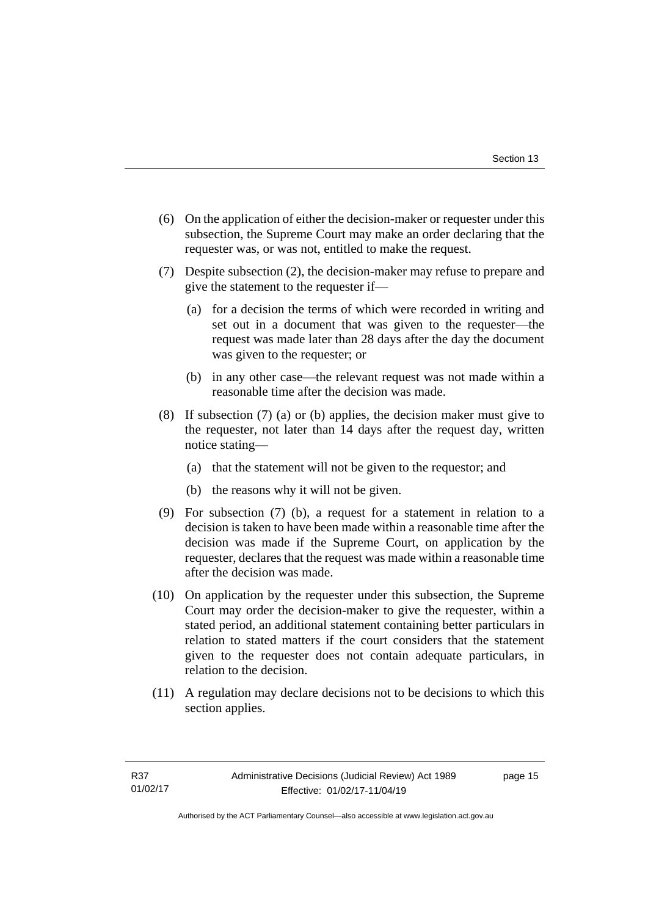(6) On the application of either the decision-maker or requester under this subsection, the Supreme Court may make an order declaring that the requester was, or was not, entitled to make the request.

(7) Despite subsection (2), the decision-maker may refuse to prepare and give the statement to the requester if—

(a) for a decision the terms of which were recorded in writing and set out in a document that was given to the requester—the request was made later than 28 days after the day the document was given to the requester; or

(b) in any other case—the relevant request was not made within a reasonable time after the decision was made.

(8) If subsection (7) (a) or (b) applies, the decision maker must give to the requester, not later than 14 days after the request day, written notice stating—

(a) that the statement will not be given to the requestor; and

(b) the reasons why it will not be given.

(9) For subsection (7) (b), a request for a statement in relation to a decision is taken to have been made within a reasonable time after the decision was made if the Supreme Court, on application by the requester, declares that the request was made within a reasonable time after the decision was made.

(10) On application by the requester under this subsection, the Supreme Court may order the decision-maker to give the requester, within a stated period, an additional statement containing better particulars in relation to stated matters if the court considers that the statement given to the requester does not contain adequate particulars, in relation to the decision.

(11) A regulation may declare decisions not to be decisions to which this section applies.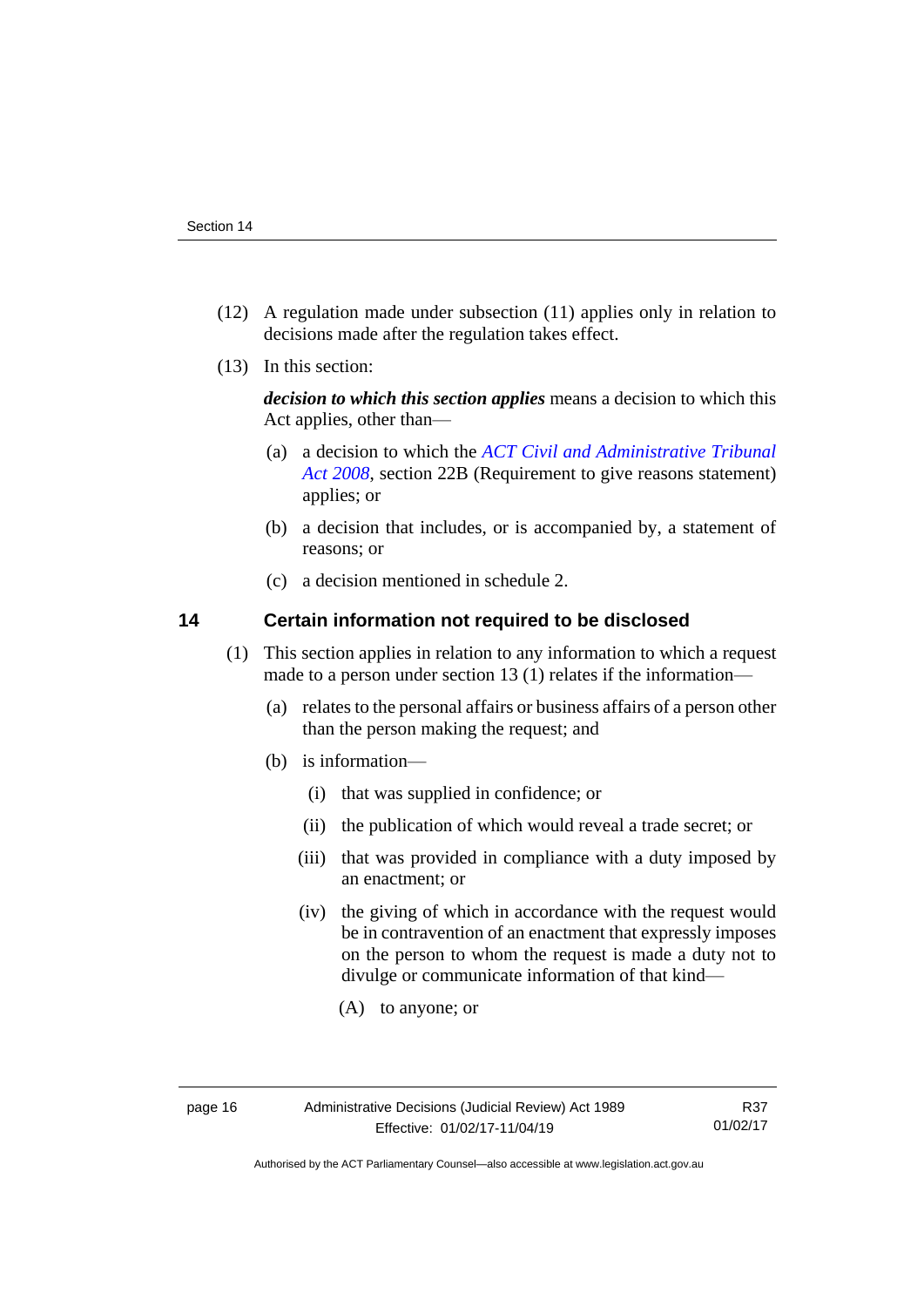(12) A regulation made under subsection (11) applies only in relation to decisions made after the regulation takes effect.

(13) In this section:

***decision to which this section applies*** means a decision to which this Act applies, other than—

(a) a decision to which the *ACT Civil and Administrative Tribunal Act 2008*, section 22B (Requirement to give reasons statement) applies; or

(b) a decision that includes, or is accompanied by, a statement of reasons; or

(c) a decision mentioned in schedule 2.

## 14 Certain information not required to be disclosed

(1) This section applies in relation to any information to which a request made to a person under section 13 (1) relates if the information—

(a) relates to the personal affairs or business affairs of a person other than the person making the request; and

(b) is information—

(i) that was supplied in confidence; or

(ii) the publication of which would reveal a trade secret; or

(iii) that was provided in compliance with a duty imposed by an enactment; or

(iv) the giving of which in accordance with the request would be in contravention of an enactment that expressly imposes on the person to whom the request is made a duty not to divulge or communicate information of that kind—

(A) to anyone; or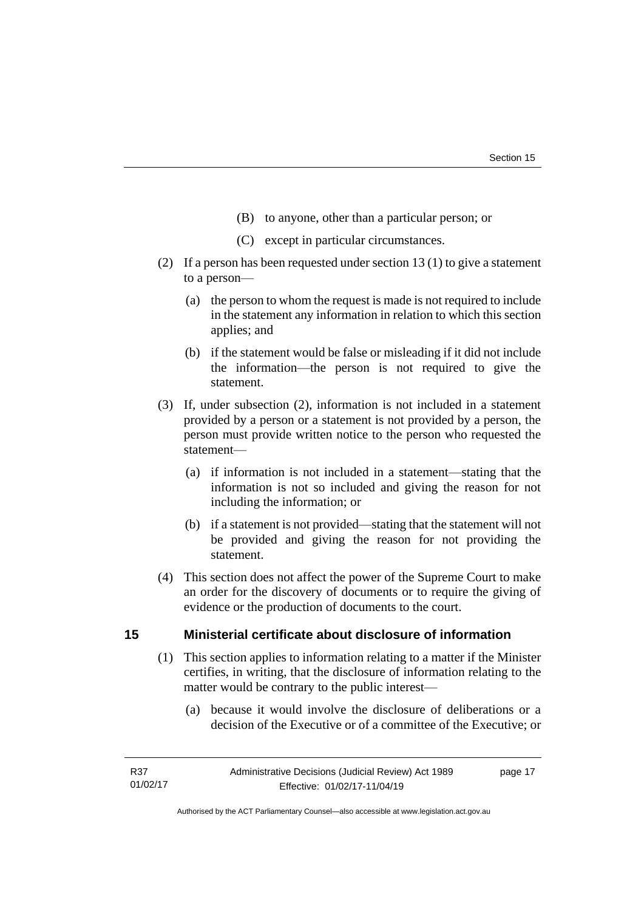(B) to anyone, other than a particular person; or

(C) except in particular circumstances.

(2) If a person has been requested under section 13 (1) to give a statement to a person—

(a) the person to whom the request is made is not required to include in the statement any information in relation to which this section applies; and

(b) if the statement would be false or misleading if it did not include the information—the person is not required to give the statement.

(3) If, under subsection (2), information is not included in a statement provided by a person or a statement is not provided by a person, the person must provide written notice to the person who requested the statement—

(a) if information is not included in a statement—stating that the information is not so included and giving the reason for not including the information; or

(b) if a statement is not provided—stating that the statement will not be provided and giving the reason for not providing the statement.

(4) This section does not affect the power of the Supreme Court to make an order for the discovery of documents or to require the giving of evidence or the production of documents to the court.

## 15 Ministerial certificate about disclosure of information

(1) This section applies to information relating to a matter if the Minister certifies, in writing, that the disclosure of information relating to the matter would be contrary to the public interest—

(a) because it would involve the disclosure of deliberations or a decision of the Executive or of a committee of the Executive; or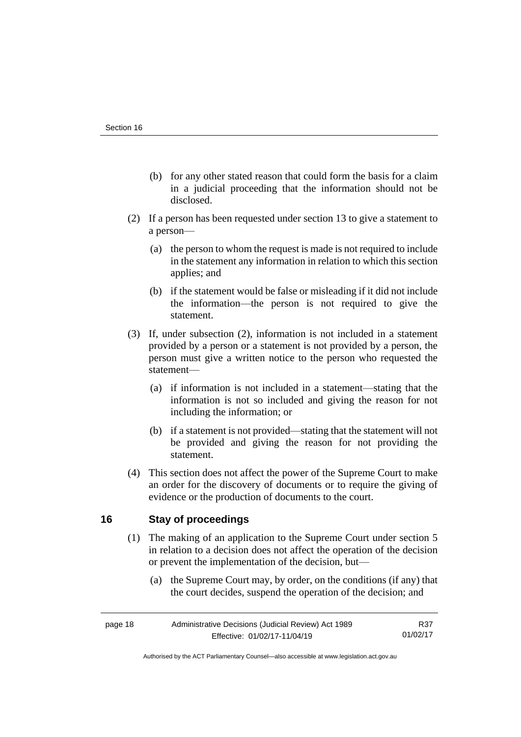(b) for any other stated reason that could form the basis for a claim in a judicial proceeding that the information should not be disclosed.

(2) If a person has been requested under section 13 to give a statement to a person—

(a) the person to whom the request is made is not required to include in the statement any information in relation to which this section applies; and

(b) if the statement would be false or misleading if it did not include the information—the person is not required to give the statement.

(3) If, under subsection (2), information is not included in a statement provided by a person or a statement is not provided by a person, the person must give a written notice to the person who requested the statement—

(a) if information is not included in a statement—stating that the information is not so included and giving the reason for not including the information; or

(b) if a statement is not provided—stating that the statement will not be provided and giving the reason for not providing the statement.

(4) This section does not affect the power of the Supreme Court to make an order for the discovery of documents or to require the giving of evidence or the production of documents to the court.

## 16 Stay of proceedings

(1) The making of an application to the Supreme Court under section 5 in relation to a decision does not affect the operation of the decision or prevent the implementation of the decision, but—

(a) the Supreme Court may, by order, on the conditions (if any) that the court decides, suspend the operation of the decision; and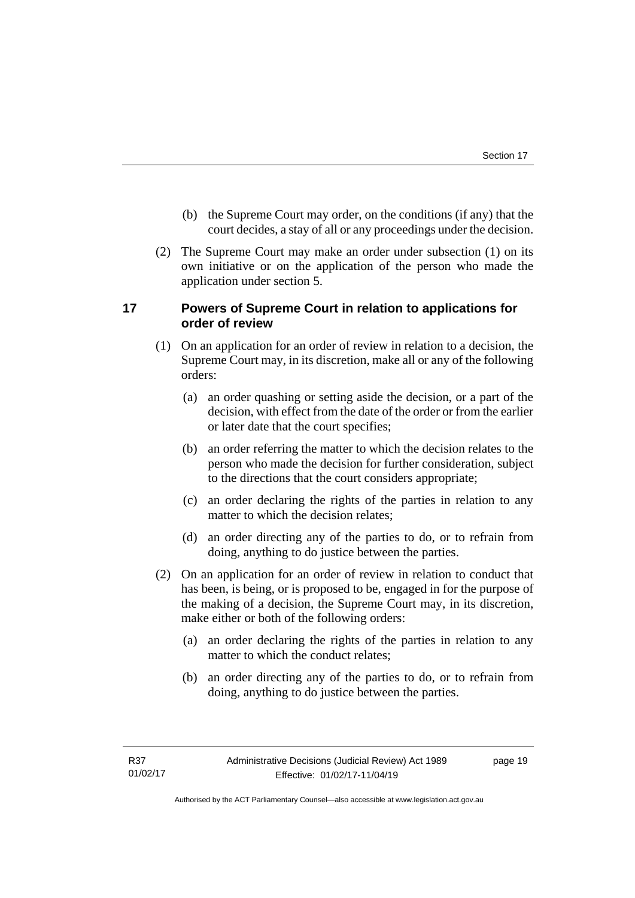(b) the Supreme Court may order, on the conditions (if any) that the court decides, a stay of all or any proceedings under the decision.

(2) The Supreme Court may make an order under subsection (1) on its own initiative or on the application of the person who made the application under section 5.

## 17 Powers of Supreme Court in relation to applications for order of review

(1) On an application for an order of review in relation to a decision, the Supreme Court may, in its discretion, make all or any of the following orders:

(a) an order quashing or setting aside the decision, or a part of the decision, with effect from the date of the order or from the earlier or later date that the court specifies;

(b) an order referring the matter to which the decision relates to the person who made the decision for further consideration, subject to the directions that the court considers appropriate;

(c) an order declaring the rights of the parties in relation to any matter to which the decision relates;

(d) an order directing any of the parties to do, or to refrain from doing, anything to do justice between the parties.

(2) On an application for an order of review in relation to conduct that has been, is being, or is proposed to be, engaged in for the purpose of the making of a decision, the Supreme Court may, in its discretion, make either or both of the following orders:

(a) an order declaring the rights of the parties in relation to any matter to which the conduct relates;

(b) an order directing any of the parties to do, or to refrain from doing, anything to do justice between the parties.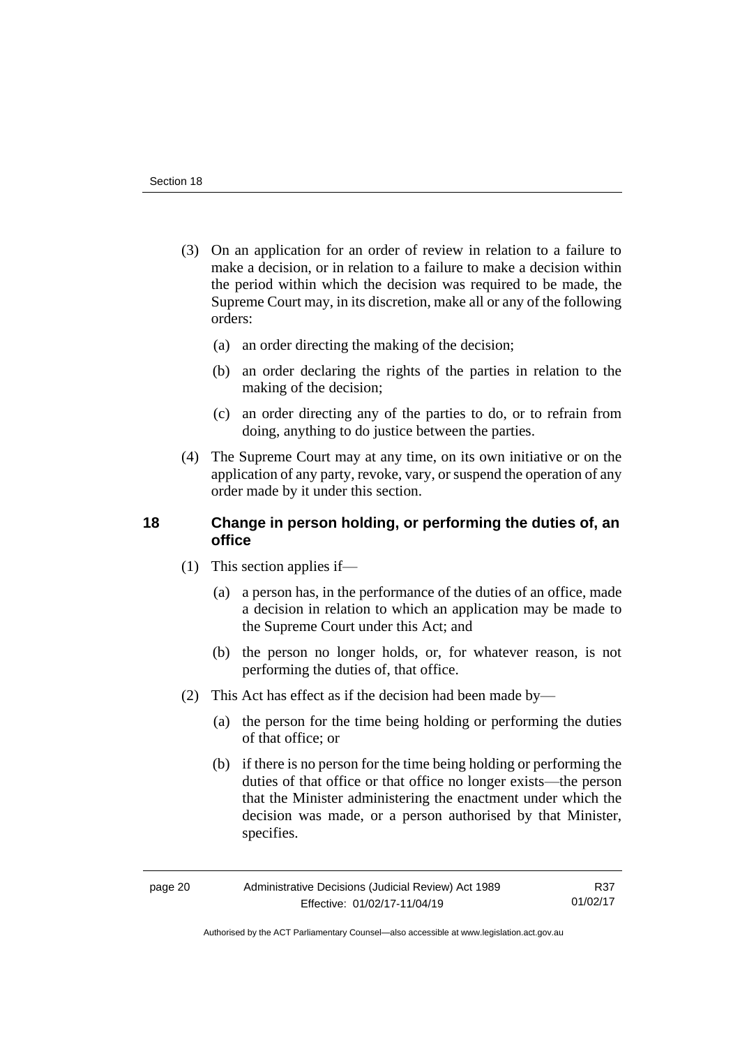(3) On an application for an order of review in relation to a failure to make a decision, or in relation to a failure to make a decision within the period within which the decision was required to be made, the Supreme Court may, in its discretion, make all or any of the following orders:

  (a) an order directing the making of the decision;

  (b) an order declaring the rights of the parties in relation to the making of the decision;

  (c) an order directing any of the parties to do, or to refrain from doing, anything to do justice between the parties.

(4) The Supreme Court may at any time, on its own initiative or on the application of any party, revoke, vary, or suspend the operation of any order made by it under this section.

## 18 Change in person holding, or performing the duties of, an office

(1) This section applies if—

  (a) a person has, in the performance of the duties of an office, made a decision in relation to which an application may be made to the Supreme Court under this Act; and

  (b) the person no longer holds, or, for whatever reason, is not performing the duties of, that office.

(2) This Act has effect as if the decision had been made by—

  (a) the person for the time being holding or performing the duties of that office; or

  (b) if there is no person for the time being holding or performing the duties of that office or that office no longer exists—the person that the Minister administering the enactment under which the decision was made, or a person authorised by that Minister, specifies.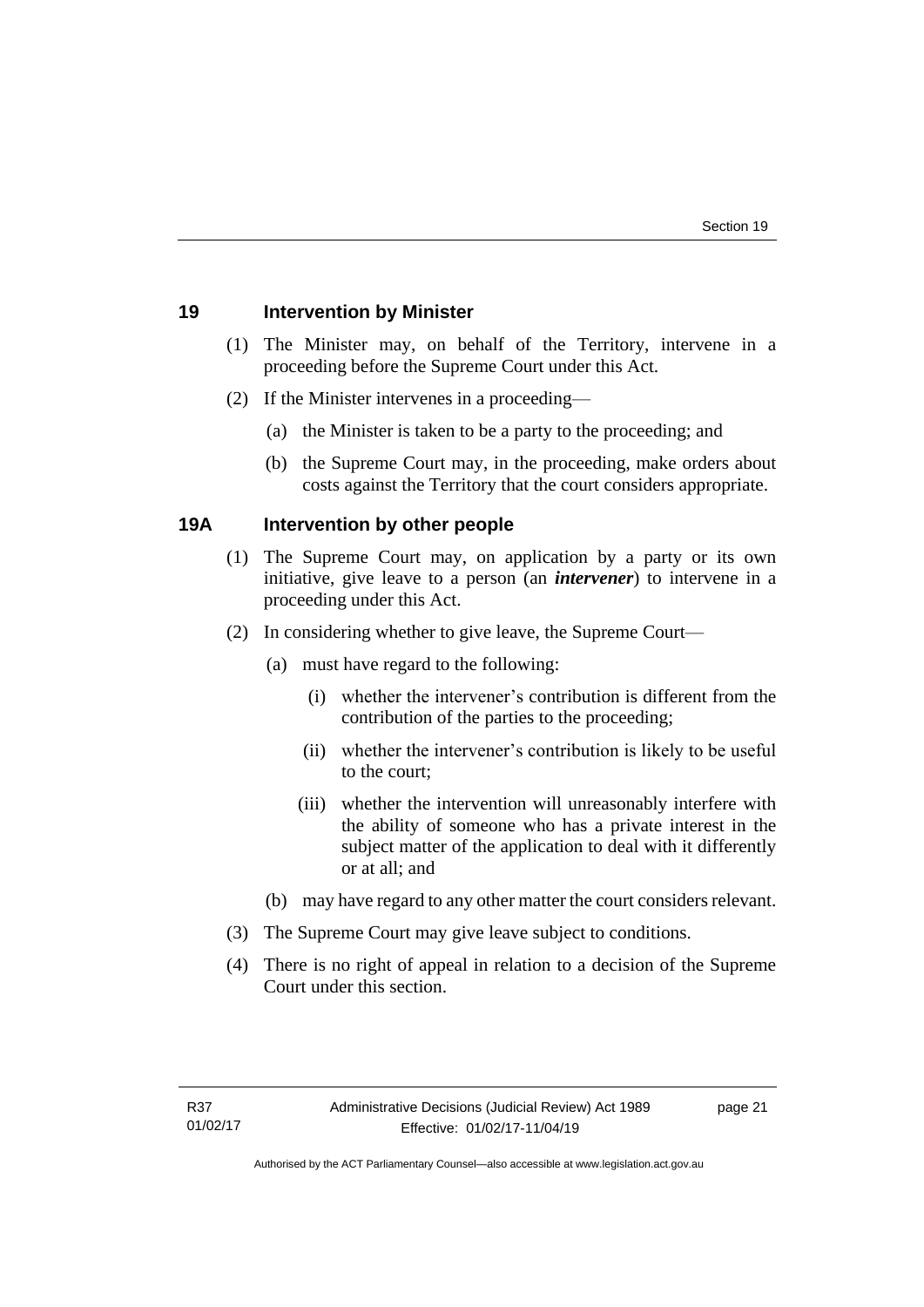## 19 Intervention by Minister

(1) The Minister may, on behalf of the Territory, intervene in a proceeding before the Supreme Court under this Act.

(2) If the Minister intervenes in a proceeding—

(a) the Minister is taken to be a party to the proceeding; and

(b) the Supreme Court may, in the proceeding, make orders about costs against the Territory that the court considers appropriate.

## 19A Intervention by other people

(1) The Supreme Court may, on application by a party or its own initiative, give leave to a person (an ***intervener***) to intervene in a proceeding under this Act.

(2) In considering whether to give leave, the Supreme Court—

(a) must have regard to the following:

(i) whether the intervener's contribution is different from the contribution of the parties to the proceeding;

(ii) whether the intervener's contribution is likely to be useful to the court;

(iii) whether the intervention will unreasonably interfere with the ability of someone who has a private interest in the subject matter of the application to deal with it differently or at all; and

(b) may have regard to any other matter the court considers relevant.

(3) The Supreme Court may give leave subject to conditions.

(4) There is no right of appeal in relation to a decision of the Supreme Court under this section.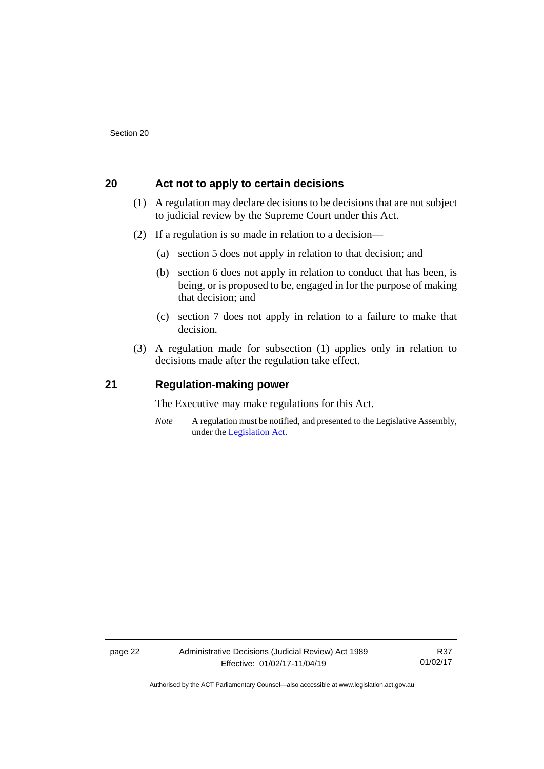## 20 Act not to apply to certain decisions

(1) A regulation may declare decisions to be decisions that are not subject to judicial review by the Supreme Court under this Act.

(2) If a regulation is so made in relation to a decision—

(a) section 5 does not apply in relation to that decision; and

(b) section 6 does not apply in relation to conduct that has been, is being, or is proposed to be, engaged in for the purpose of making that decision; and

(c) section 7 does not apply in relation to a failure to make that decision.

(3) A regulation made for subsection (1) applies only in relation to decisions made after the regulation take effect.

## 21 Regulation-making power

The Executive may make regulations for this Act.

*Note* A regulation must be notified, and presented to the Legislative Assembly, under the Legislation Act.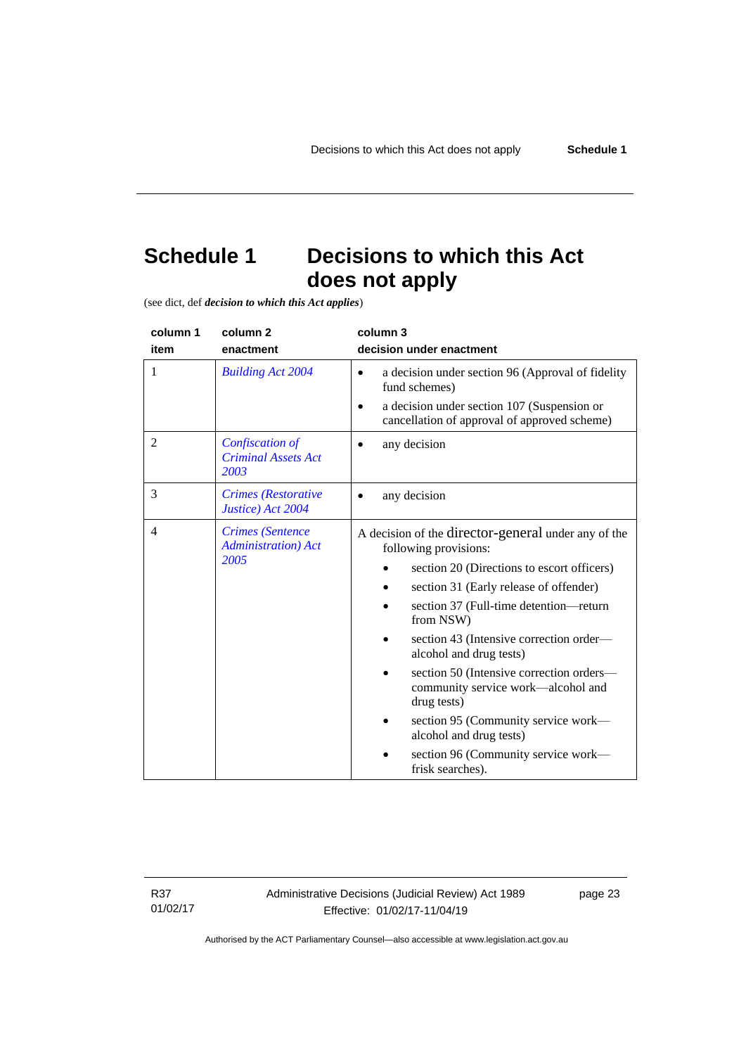# Schedule 1 Decisions to which this Act does not apply

(see dict, def ***decision to which this Act applies***)

| column 1<br>item | column 2<br>enactment | column 3<br>decision under enactment |
|---|---|---|
| 1 | *Building Act 2004* | • a decision under section 96 (Approval of fidelity fund schemes)<br>• a decision under section 107 (Suspension or cancellation of approval of approved scheme) |
| 2 | *Confiscation of Criminal Assets Act 2003* | • any decision |
| 3 | *Crimes (Restorative Justice) Act 2004* | • any decision |
| 4 | *Crimes (Sentence Administration) Act 2005* | A decision of the director-general under any of the following provisions:<br>• section 20 (Directions to escort officers)<br>• section 31 (Early release of offender)<br>• section 37 (Full-time detention—return from NSW)<br>• section 43 (Intensive correction order—alcohol and drug tests)<br>• section 50 (Intensive correction orders—community service work—alcohol and drug tests)<br>• section 95 (Community service work—alcohol and drug tests)<br>• section 96 (Community service work—frisk searches). |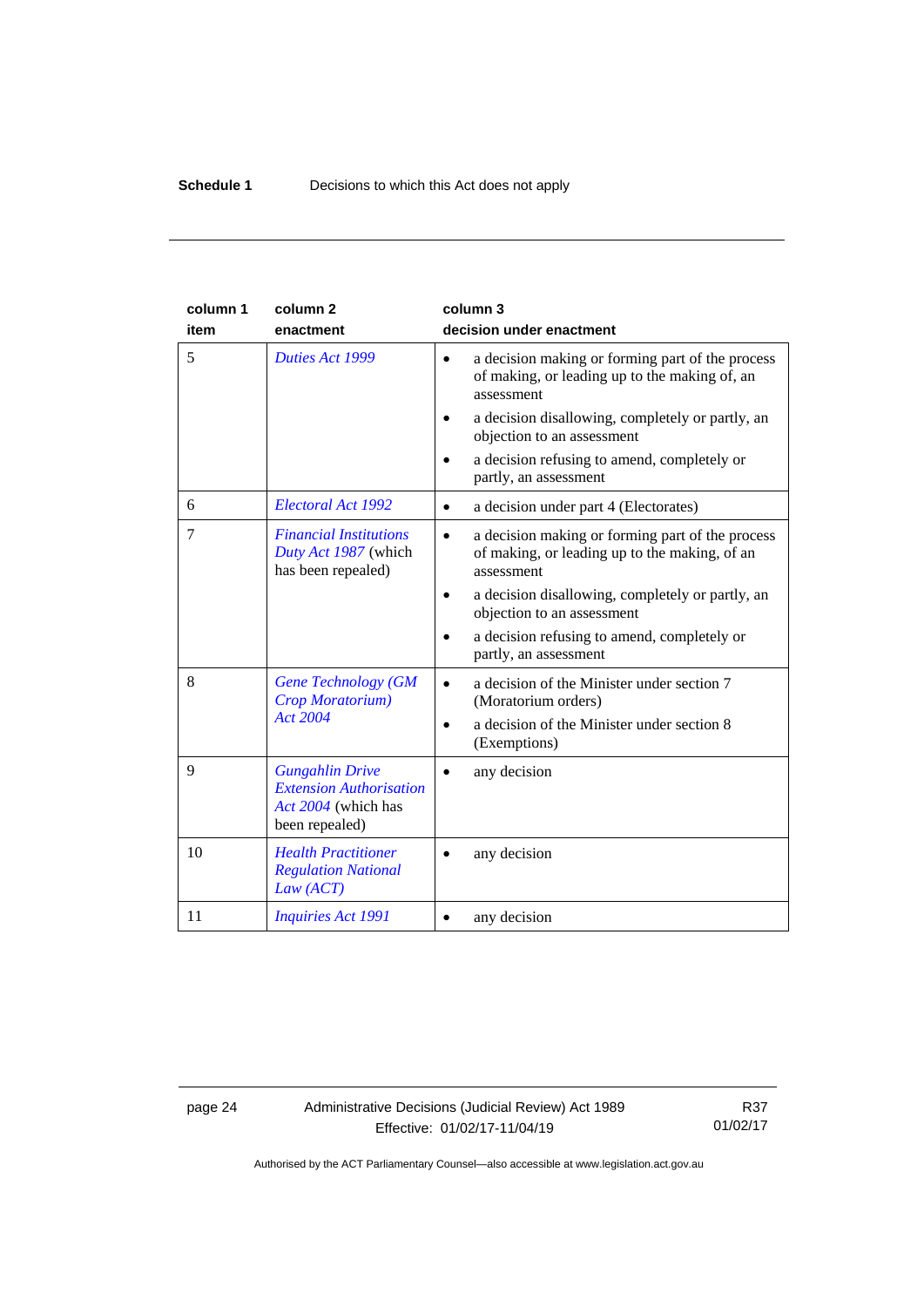| column 1 item | column 2 enactment | column 3 decision under enactment |
|---|---|---|
| 5 | *Duties Act 1999* | • a decision making or forming part of the process of making, or leading up to the making of, an assessment<br>• a decision disallowing, completely or partly, an objection to an assessment<br>• a decision refusing to amend, completely or partly, an assessment |
| 6 | *Electoral Act 1992* | • a decision under part 4 (Electorates) |
| 7 | *Financial Institutions Duty Act 1987* (which has been repealed) | • a decision making or forming part of the process of making, or leading up to the making, of an assessment<br>• a decision disallowing, completely or partly, an objection to an assessment<br>• a decision refusing to amend, completely or partly, an assessment |
| 8 | *Gene Technology (GM Crop Moratorium) Act 2004* | • a decision of the Minister under section 7 (Moratorium orders)<br>• a decision of the Minister under section 8 (Exemptions) |
| 9 | *Gungahlin Drive Extension Authorisation Act 2004* (which has been repealed) | • any decision |
| 10 | *Health Practitioner Regulation National Law (ACT)* | • any decision |
| 11 | *Inquiries Act 1991* | • any decision |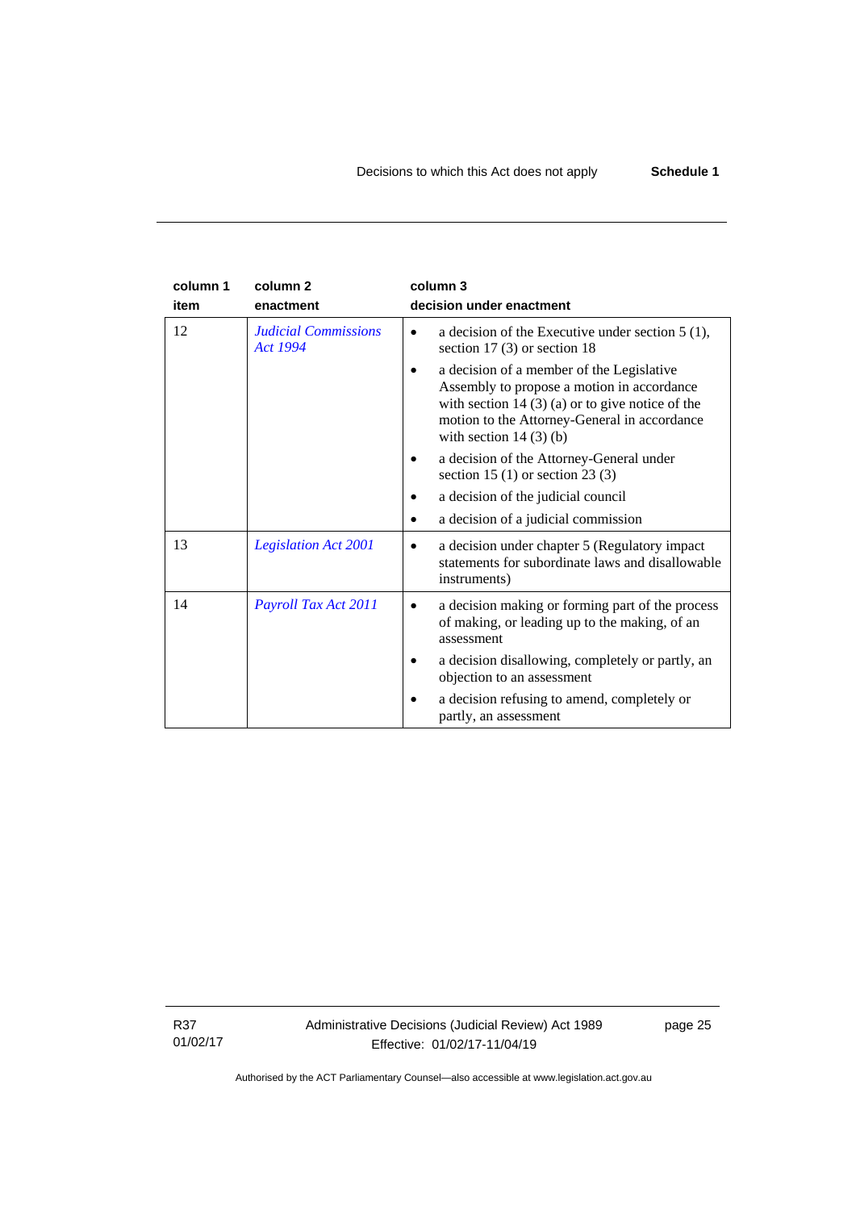| column 1 item | column 2 enactment | column 3 decision under enactment |
|---|---|---|
| 12 | *Judicial Commissions Act 1994* | • a decision of the Executive under section 5 (1), section 17 (3) or section 18<br>• a decision of a member of the Legislative Assembly to propose a motion in accordance with section 14 (3) (a) or to give notice of the motion to the Attorney-General in accordance with section 14 (3) (b)<br>• a decision of the Attorney-General under section 15 (1) or section 23 (3)<br>• a decision of the judicial council<br>• a decision of a judicial commission |
| 13 | *Legislation Act 2001* | • a decision under chapter 5 (Regulatory impact statements for subordinate laws and disallowable instruments) |
| 14 | *Payroll Tax Act 2011* | • a decision making or forming part of the process of making, or leading up to the making, of an assessment<br>• a decision disallowing, completely or partly, an objection to an assessment<br>• a decision refusing to amend, completely or partly, an assessment |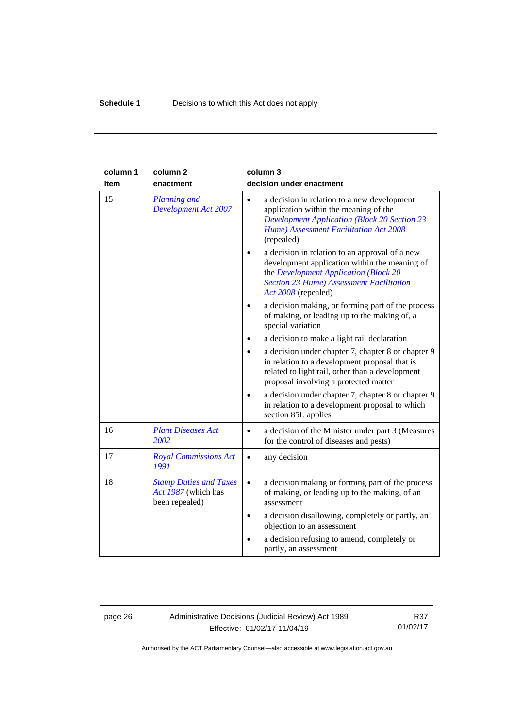**Schedule 1** Decisions to which this Act does not apply

| column 1<br>item | column 2<br>enactment | column 3<br>decision under enactment |
|---|---|---|
| 15 | *Planning and Development Act 2007* | • a decision in relation to a new development application within the meaning of the *Development Application (Block 20 Section 23 Hume) Assessment Facilitation Act 2008* (repealed)<br>• a decision in relation to an approval of a new development application within the meaning of the *Development Application (Block 20 Section 23 Hume) Assessment Facilitation Act 2008* (repealed)<br>• a decision making, or forming part of the process of making, or leading up to the making of, a special variation<br>• a decision to make a light rail declaration<br>• a decision under chapter 7, chapter 8 or chapter 9 in relation to a development proposal that is related to light rail, other than a development proposal involving a protected matter<br>• a decision under chapter 7, chapter 8 or chapter 9 in relation to a development proposal to which section 85L applies |
| 16 | *Plant Diseases Act 2002* | • a decision of the Minister under part 3 (Measures for the control of diseases and pests) |
| 17 | *Royal Commissions Act 1991* | • any decision |
| 18 | *Stamp Duties and Taxes Act 1987* (which has been repealed) | • a decision making or forming part of the process of making, or leading up to the making, of an assessment<br>• a decision disallowing, completely or partly, an objection to an assessment<br>• a decision refusing to amend, completely or partly, an assessment |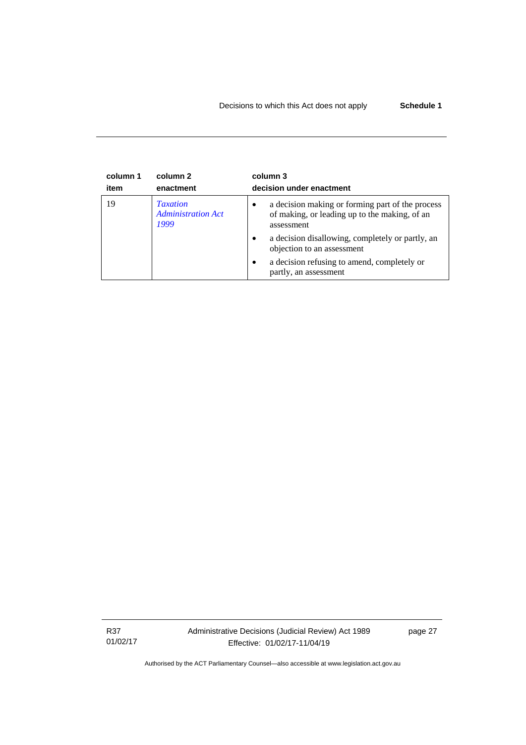| column 1 item | column 2 enactment | column 3 decision under enactment |
|---|---|---|
| 19 | *Taxation Administration Act 1999* | • a decision making or forming part of the process of making, or leading up to the making, of an assessment<br>• a decision disallowing, completely or partly, an objection to an assessment<br>• a decision refusing to amend, completely or partly, an assessment |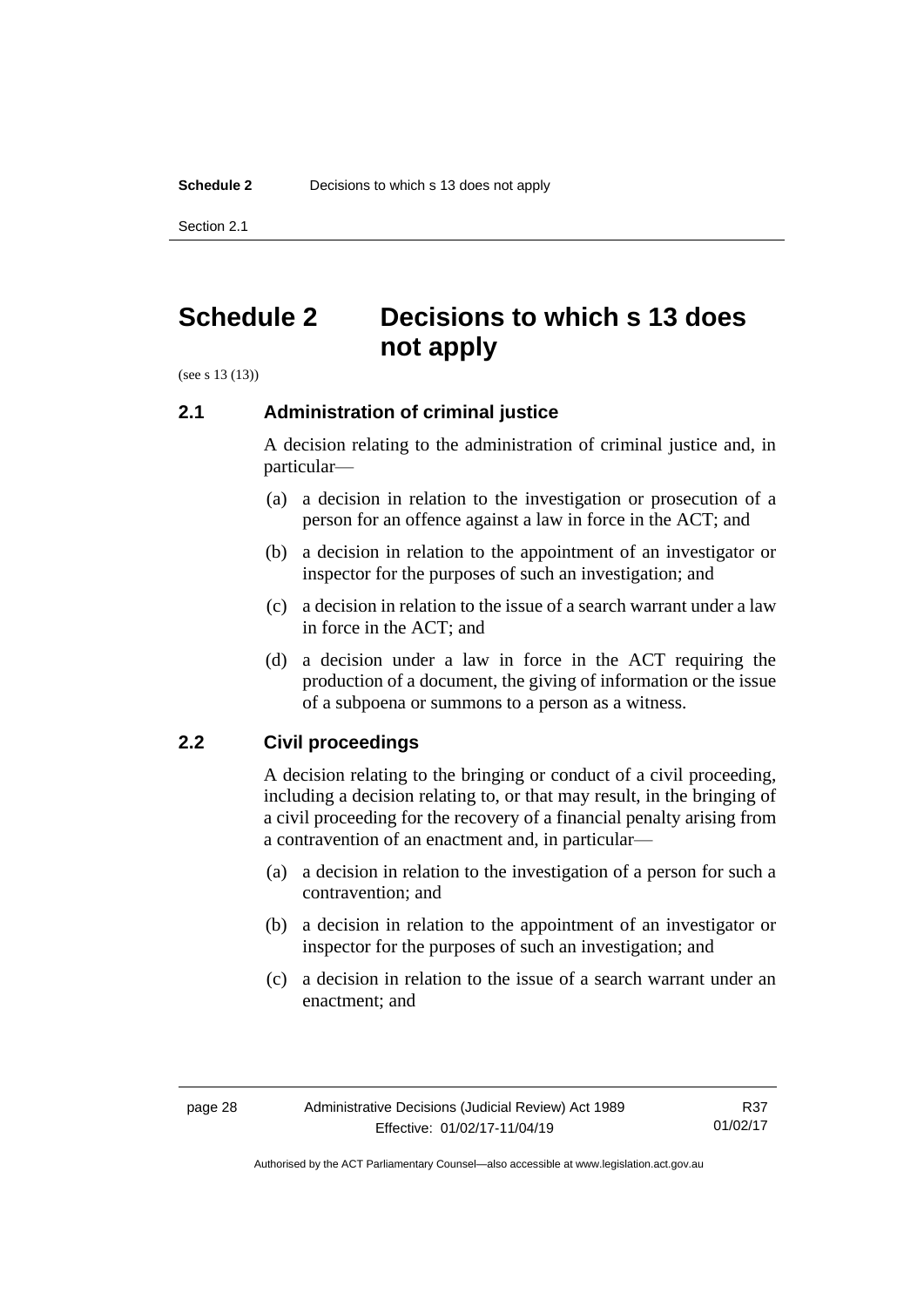# Schedule 2 Decisions to which s 13 does not apply

(see s 13 (13))

### 2.1 Administration of criminal justice

A decision relating to the administration of criminal justice and, in particular—

(a) a decision in relation to the investigation or prosecution of a person for an offence against a law in force in the ACT; and

(b) a decision in relation to the appointment of an investigator or inspector for the purposes of such an investigation; and

(c) a decision in relation to the issue of a search warrant under a law in force in the ACT; and

(d) a decision under a law in force in the ACT requiring the production of a document, the giving of information or the issue of a subpoena or summons to a person as a witness.

### 2.2 Civil proceedings

A decision relating to the bringing or conduct of a civil proceeding, including a decision relating to, or that may result, in the bringing of a civil proceeding for the recovery of a financial penalty arising from a contravention of an enactment and, in particular—

(a) a decision in relation to the investigation of a person for such a contravention; and

(b) a decision in relation to the appointment of an investigator or inspector for the purposes of such an investigation; and

(c) a decision in relation to the issue of a search warrant under an enactment; and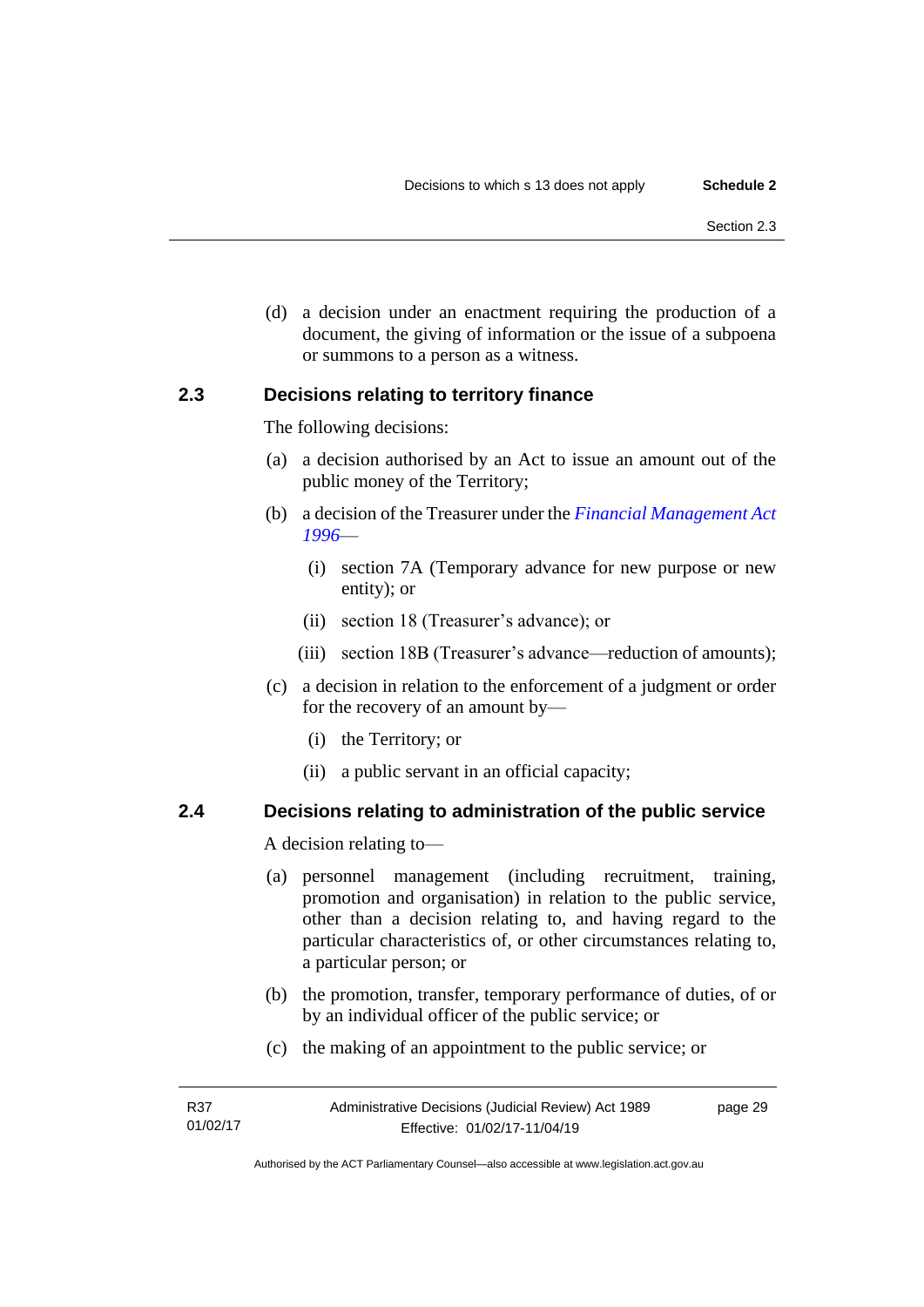(d) a decision under an enactment requiring the production of a document, the giving of information or the issue of a subpoena or summons to a person as a witness.

### 2.3 Decisions relating to territory finance

The following decisions:

(a) a decision authorised by an Act to issue an amount out of the public money of the Territory;

(b) a decision of the Treasurer under the *Financial Management Act 1996*—

(i) section 7A (Temporary advance for new purpose or new entity); or

(ii) section 18 (Treasurer's advance); or

(iii) section 18B (Treasurer's advance—reduction of amounts);

(c) a decision in relation to the enforcement of a judgment or order for the recovery of an amount by—

(i) the Territory; or

(ii) a public servant in an official capacity;

### 2.4 Decisions relating to administration of the public service

A decision relating to—

(a) personnel management (including recruitment, training, promotion and organisation) in relation to the public service, other than a decision relating to, and having regard to the particular characteristics of, or other circumstances relating to, a particular person; or

(b) the promotion, transfer, temporary performance of duties, of or by an individual officer of the public service; or

(c) the making of an appointment to the public service; or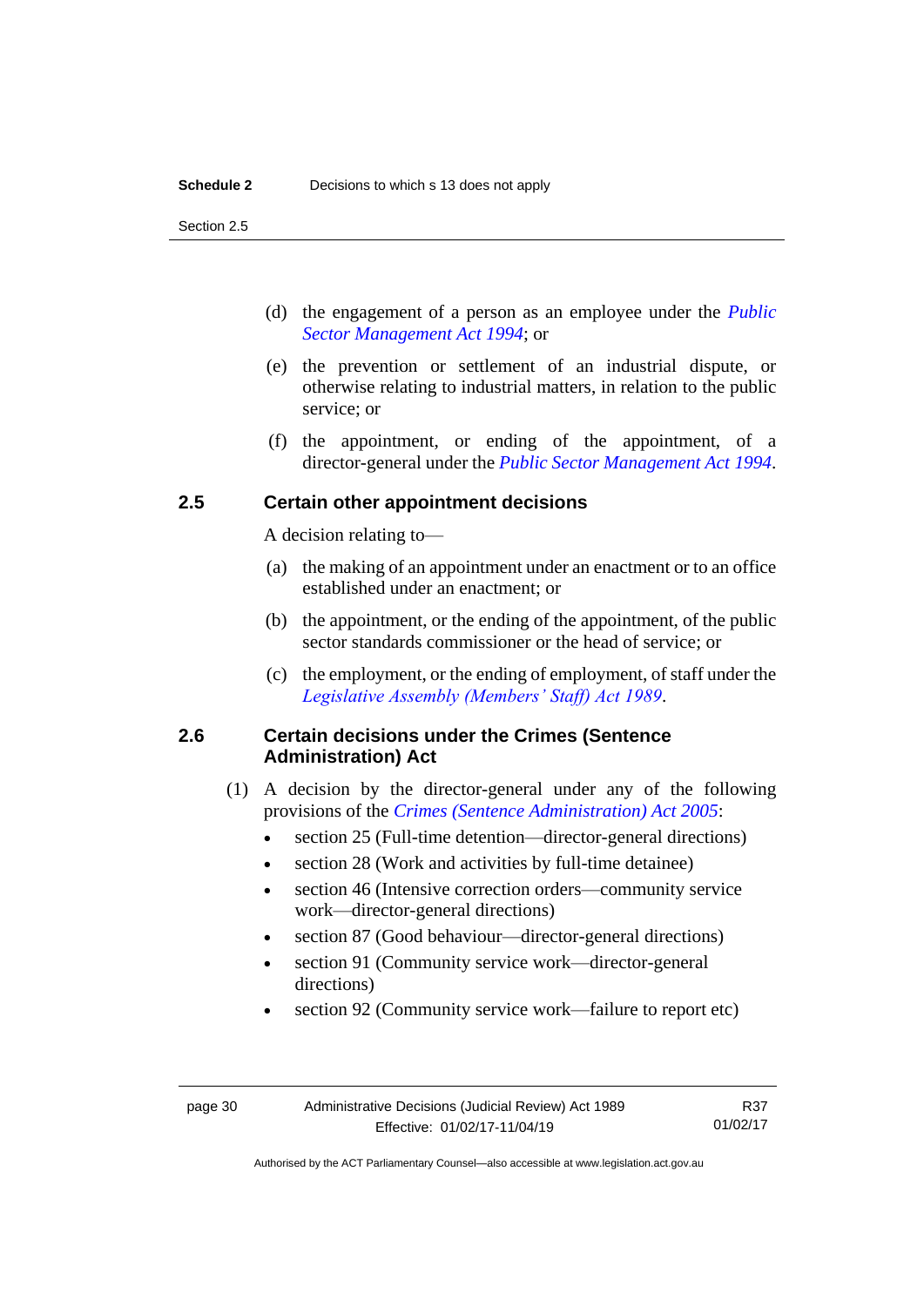(d) the engagement of a person as an employee under the *Public Sector Management Act 1994*; or

(e) the prevention or settlement of an industrial dispute, or otherwise relating to industrial matters, in relation to the public service; or

(f) the appointment, or ending of the appointment, of a director-general under the *Public Sector Management Act 1994*.

## 2.5 Certain other appointment decisions

A decision relating to—

(a) the making of an appointment under an enactment or to an office established under an enactment; or

(b) the appointment, or the ending of the appointment, of the public sector standards commissioner or the head of service; or

(c) the employment, or the ending of employment, of staff under the *Legislative Assembly (Members' Staff) Act 1989*.

## 2.6 Certain decisions under the Crimes (Sentence Administration) Act

(1) A decision by the director-general under any of the following provisions of the *Crimes (Sentence Administration) Act 2005*:

- section 25 (Full-time detention—director-general directions)
- section 28 (Work and activities by full-time detainee)
- section 46 (Intensive correction orders—community service work—director-general directions)
- section 87 (Good behaviour—director-general directions)
- section 91 (Community service work—director-general directions)
- section 92 (Community service work—failure to report etc)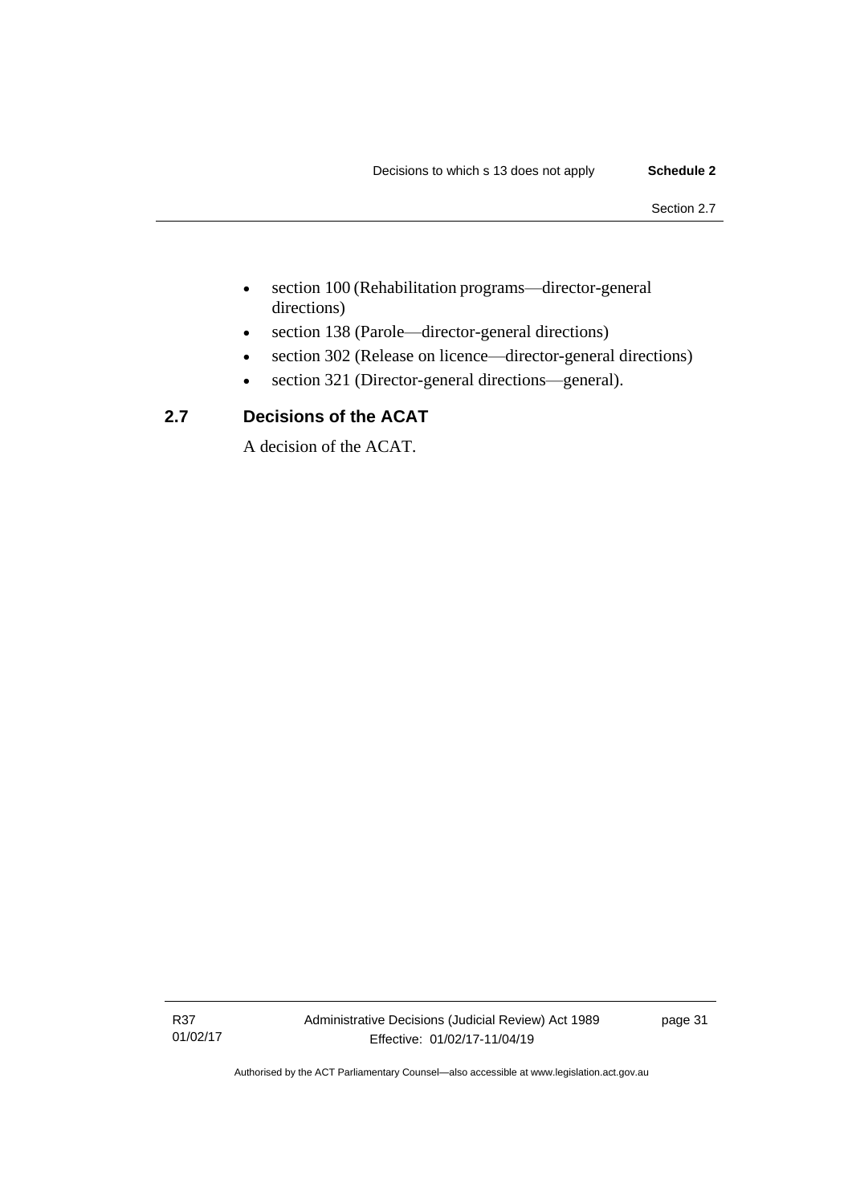- section 100 (Rehabilitation programs—director-general directions)
- section 138 (Parole—director-general directions)
- section 302 (Release on licence—director-general directions)
- section 321 (Director-general directions—general).

## 2.7 Decisions of the ACAT

A decision of the ACAT.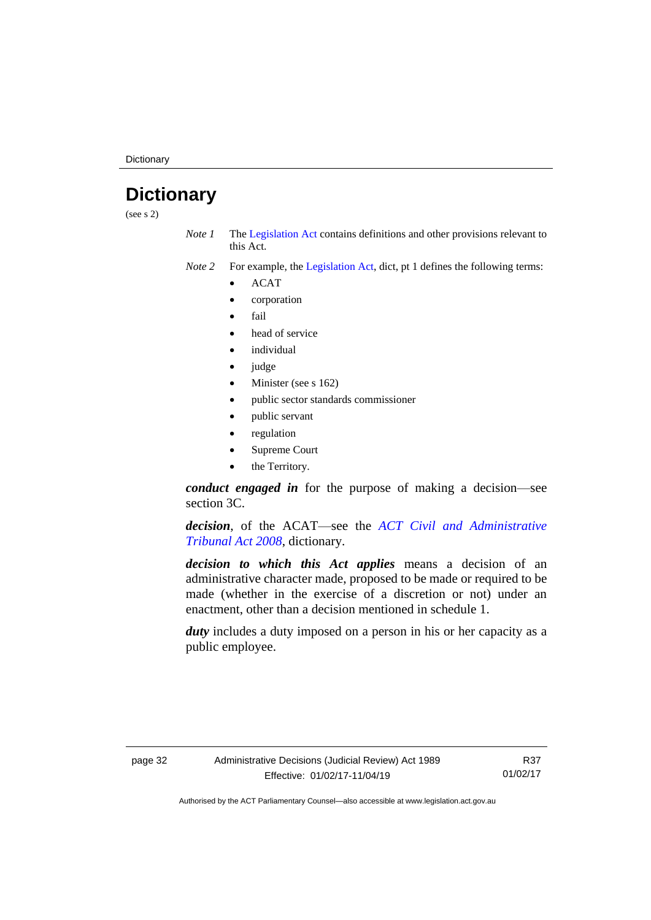# Dictionary

(see s 2)

*Note 1* The Legislation Act contains definitions and other provisions relevant to this Act.

*Note 2* For example, the Legislation Act, dict, pt 1 defines the following terms:

- ACAT
- corporation
- fail
- head of service
- individual
- judge
- Minister (see s 162)
- public sector standards commissioner
- public servant
- regulation
- Supreme Court
- the Territory.

***conduct engaged in*** for the purpose of making a decision—see section 3C.

***decision***, of the ACAT—see the *ACT Civil and Administrative Tribunal Act 2008*, dictionary.

***decision to which this Act applies*** means a decision of an administrative character made, proposed to be made or required to be made (whether in the exercise of a discretion or not) under an enactment, other than a decision mentioned in schedule 1.

***duty*** includes a duty imposed on a person in his or her capacity as a public employee.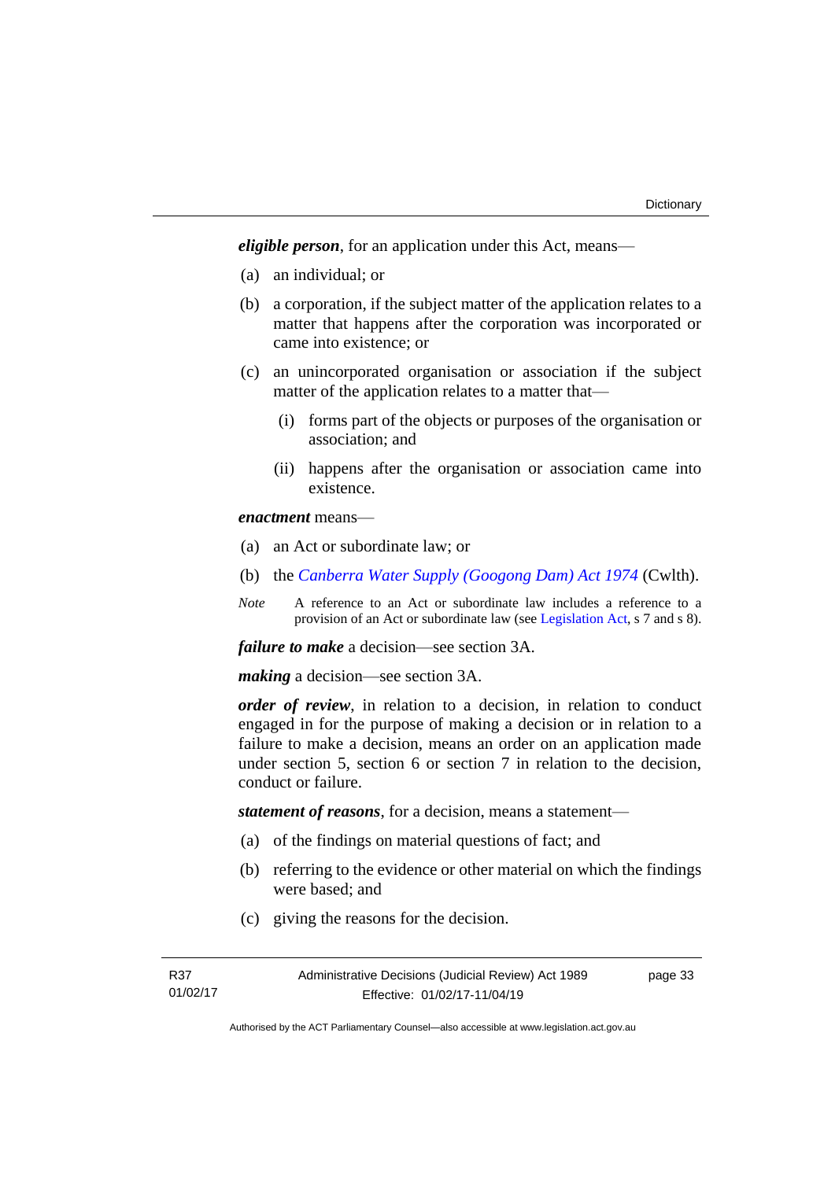***eligible person***, for an application under this Act, means—

(a) an individual; or

(b) a corporation, if the subject matter of the application relates to a matter that happens after the corporation was incorporated or came into existence; or

(c) an unincorporated organisation or association if the subject matter of the application relates to a matter that—

  (i) forms part of the objects or purposes of the organisation or association; and

  (ii) happens after the organisation or association came into existence.

***enactment*** means—

(a) an Act or subordinate law; or

(b) the *Canberra Water Supply (Googong Dam) Act 1974* (Cwlth).

*Note* A reference to an Act or subordinate law includes a reference to a provision of an Act or subordinate law (see Legislation Act, s 7 and s 8).

***failure to make*** a decision—see section 3A.

***making*** a decision—see section 3A.

***order of review***, in relation to a decision, in relation to conduct engaged in for the purpose of making a decision or in relation to a failure to make a decision, means an order on an application made under section 5, section 6 or section 7 in relation to the decision, conduct or failure.

***statement of reasons***, for a decision, means a statement—

(a) of the findings on material questions of fact; and

(b) referring to the evidence or other material on which the findings were based; and

(c) giving the reasons for the decision.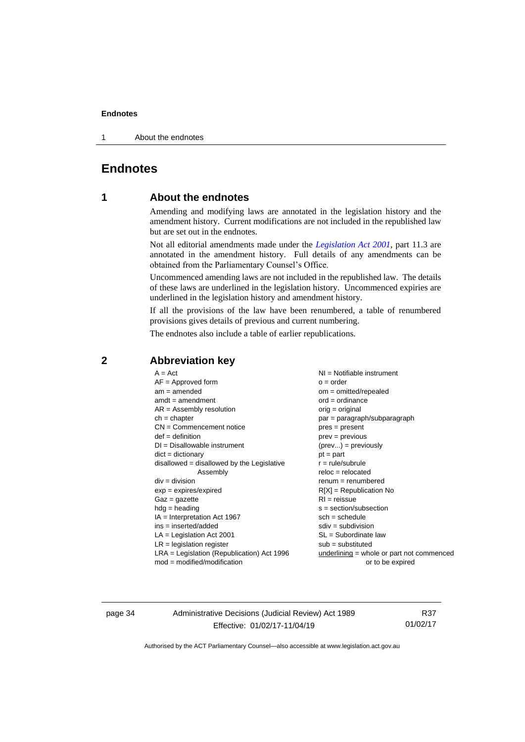# Endnotes

## 1 About the endnotes

Amending and modifying laws are annotated in the legislation history and the amendment history. Current modifications are not included in the republished law but are set out in the endnotes.

Not all editorial amendments made under the *Legislation Act 2001*, part 11.3 are annotated in the amendment history. Full details of any amendments can be obtained from the Parliamentary Counsel's Office.

Uncommenced amending laws are not included in the republished law. The details of these laws are underlined in the legislation history. Uncommenced expiries are underlined in the legislation history and amendment history.

If all the provisions of the law have been renumbered, a table of renumbered provisions gives details of previous and current numbering.

The endnotes also include a table of earlier republications.

## 2 Abbreviation key

A = Act
AF = Approved form
am = amended
amdt = amendment
AR = Assembly resolution
ch = chapter
CN = Commencement notice
def = definition
DI = Disallowable instrument
dict = dictionary
disallowed = disallowed by the Legislative Assembly
div = division
exp = expires/expired
Gaz = gazette
hdg = heading
IA = Interpretation Act 1967
ins = inserted/added
LA = Legislation Act 2001
LR = legislation register
LRA = Legislation (Republication) Act 1996
mod = modified/modification
NI = Notifiable instrument
o = order
om = omitted/repealed
ord = ordinance
orig = original
par = paragraph/subparagraph
pres = present
prev = previous
(prev...) = previously
pt = part
r = rule/subrule
reloc = relocated
renum = renumbered
R[X] = Republication No
RI = reissue
s = section/subsection
sch = schedule
sdiv = subdivision
SL = Subordinate law
sub = substituted
underlining = whole or part not commenced or to be expired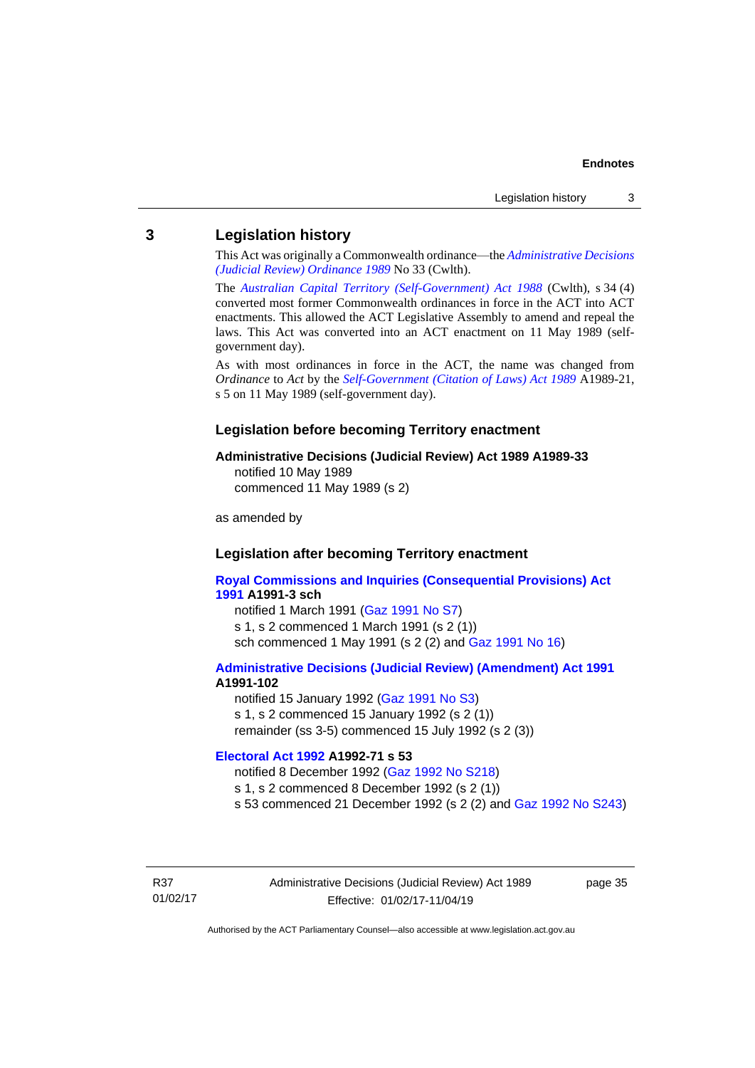## 3 Legislation history

This Act was originally a Commonwealth ordinance—the *Administrative Decisions (Judicial Review) Ordinance 1989* No 33 (Cwlth).

The *Australian Capital Territory (Self-Government) Act 1988* (Cwlth), s 34 (4) converted most former Commonwealth ordinances in force in the ACT into ACT enactments. This allowed the ACT Legislative Assembly to amend and repeal the laws. This Act was converted into an ACT enactment on 11 May 1989 (self-government day).

As with most ordinances in force in the ACT, the name was changed from *Ordinance* to *Act* by the *Self-Government (Citation of Laws) Act 1989* A1989-21, s 5 on 11 May 1989 (self-government day).

### Legislation before becoming Territory enactment

**Administrative Decisions (Judicial Review) Act 1989 A1989-33**
notified 10 May 1989
commenced 11 May 1989 (s 2)

as amended by

### Legislation after becoming Territory enactment

**Royal Commissions and Inquiries (Consequential Provisions) Act 1991 A1991-3 sch**
notified 1 March 1991 (Gaz 1991 No S7)
s 1, s 2 commenced 1 March 1991 (s 2 (1))
sch commenced 1 May 1991 (s 2 (2) and Gaz 1991 No 16)

**Administrative Decisions (Judicial Review) (Amendment) Act 1991 A1991-102**
notified 15 January 1992 (Gaz 1991 No S3)
s 1, s 2 commenced 15 January 1992 (s 2 (1))
remainder (ss 3-5) commenced 15 July 1992 (s 2 (3))

**Electoral Act 1992 A1992-71 s 53**
notified 8 December 1992 (Gaz 1992 No S218)
s 1, s 2 commenced 8 December 1992 (s 2 (1))
s 53 commenced 21 December 1992 (s 2 (2) and Gaz 1992 No S243)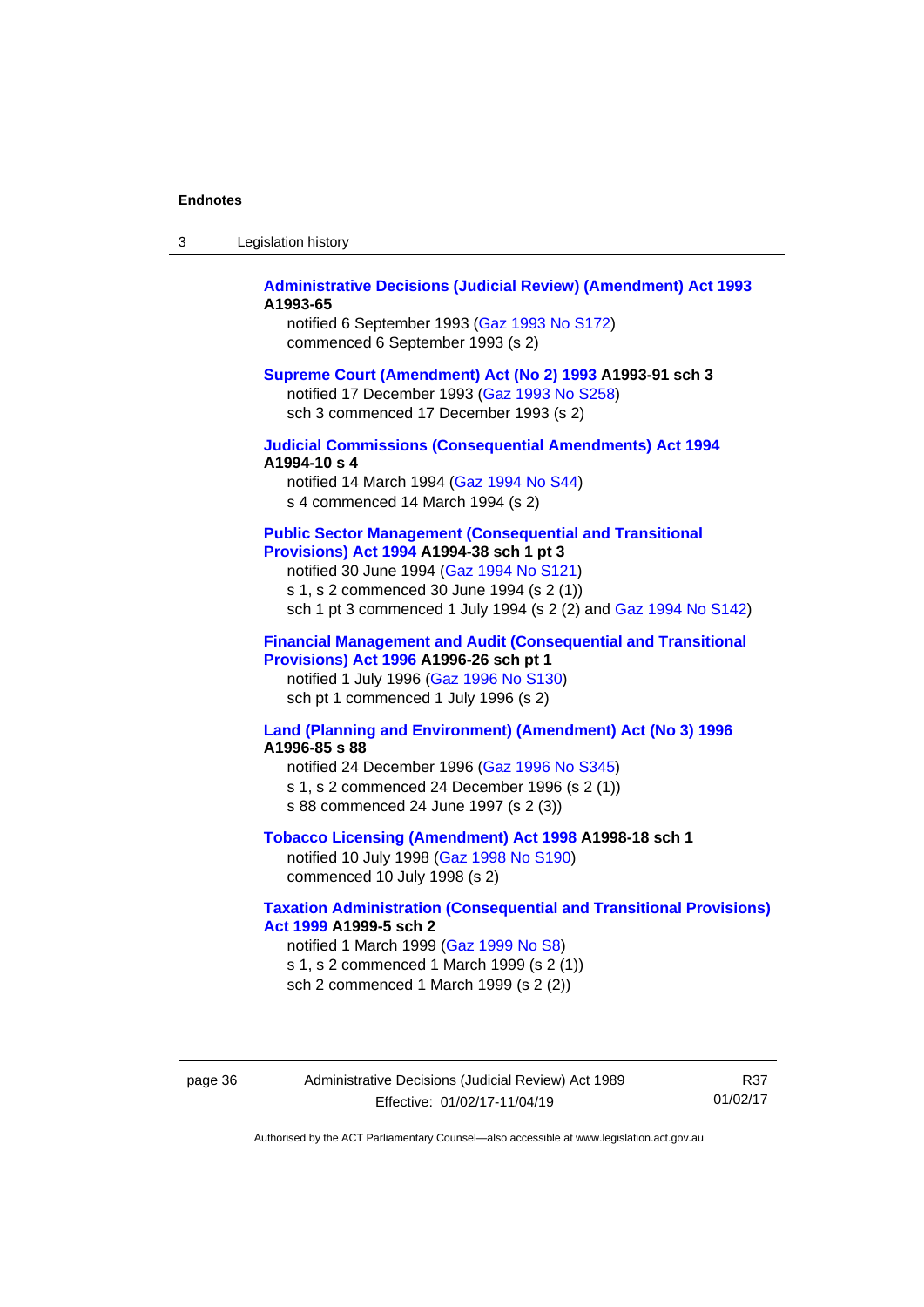**Administrative Decisions (Judicial Review) (Amendment) Act 1993** **A1993-65**

notified 6 September 1993 (Gaz 1993 No S172)
commenced 6 September 1993 (s 2)

**Supreme Court (Amendment) Act (No 2) 1993** **A1993-91 sch 3**

notified 17 December 1993 (Gaz 1993 No S258)
sch 3 commenced 17 December 1993 (s 2)

**Judicial Commissions (Consequential Amendments) Act 1994** **A1994-10 s 4**

notified 14 March 1994 (Gaz 1994 No S44)
s 4 commenced 14 March 1994 (s 2)

**Public Sector Management (Consequential and Transitional Provisions) Act 1994** **A1994-38 sch 1 pt 3**

notified 30 June 1994 (Gaz 1994 No S121)
s 1, s 2 commenced 30 June 1994 (s 2 (1))
sch 1 pt 3 commenced 1 July 1994 (s 2 (2) and Gaz 1994 No S142)

**Financial Management and Audit (Consequential and Transitional Provisions) Act 1996** **A1996-26 sch pt 1**

notified 1 July 1996 (Gaz 1996 No S130)
sch pt 1 commenced 1 July 1996 (s 2)

**Land (Planning and Environment) (Amendment) Act (No 3) 1996** **A1996-85 s 88**

notified 24 December 1996 (Gaz 1996 No S345)
s 1, s 2 commenced 24 December 1996 (s 2 (1))
s 88 commenced 24 June 1997 (s 2 (3))

**Tobacco Licensing (Amendment) Act 1998** **A1998-18 sch 1**

notified 10 July 1998 (Gaz 1998 No S190)
commenced 10 July 1998 (s 2)

**Taxation Administration (Consequential and Transitional Provisions) Act 1999** **A1999-5 sch 2**

notified 1 March 1999 (Gaz 1999 No S8)
s 1, s 2 commenced 1 March 1999 (s 2 (1))
sch 2 commenced 1 March 1999 (s 2 (2))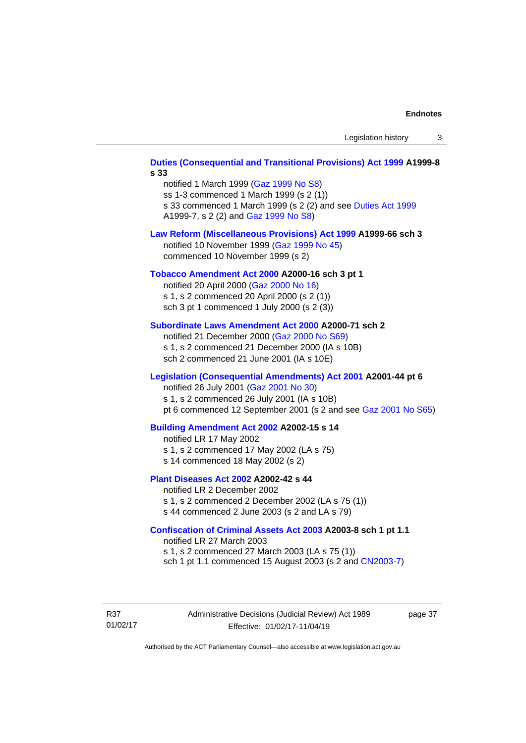**Duties (Consequential and Transitional Provisions) Act 1999 A1999-8 s 33**

notified 1 March 1999 (Gaz 1999 No S8)
ss 1-3 commenced 1 March 1999 (s 2 (1))
s 33 commenced 1 March 1999 (s 2 (2) and see Duties Act 1999 A1999-7, s 2 (2) and Gaz 1999 No S8)

**Law Reform (Miscellaneous Provisions) Act 1999 A1999-66 sch 3**

notified 10 November 1999 (Gaz 1999 No 45)
commenced 10 November 1999 (s 2)

**Tobacco Amendment Act 2000 A2000-16 sch 3 pt 1**

notified 20 April 2000 (Gaz 2000 No 16)
s 1, s 2 commenced 20 April 2000 (s 2 (1))
sch 3 pt 1 commenced 1 July 2000 (s 2 (3))

**Subordinate Laws Amendment Act 2000 A2000-71 sch 2**

notified 21 December 2000 (Gaz 2000 No S69)
s 1, s 2 commenced 21 December 2000 (IA s 10B)
sch 2 commenced 21 June 2001 (IA s 10E)

**Legislation (Consequential Amendments) Act 2001 A2001-44 pt 6**

notified 26 July 2001 (Gaz 2001 No 30)
s 1, s 2 commenced 26 July 2001 (IA s 10B)
pt 6 commenced 12 September 2001 (s 2 and see Gaz 2001 No S65)

**Building Amendment Act 2002 A2002-15 s 14**

notified LR 17 May 2002
s 1, s 2 commenced 17 May 2002 (LA s 75)
s 14 commenced 18 May 2002 (s 2)

**Plant Diseases Act 2002 A2002-42 s 44**

notified LR 2 December 2002
s 1, s 2 commenced 2 December 2002 (LA s 75 (1))
s 44 commenced 2 June 2003 (s 2 and LA s 79)

**Confiscation of Criminal Assets Act 2003 A2003-8 sch 1 pt 1.1**

notified LR 27 March 2003
s 1, s 2 commenced 27 March 2003 (LA s 75 (1))
sch 1 pt 1.1 commenced 15 August 2003 (s 2 and CN2003-7)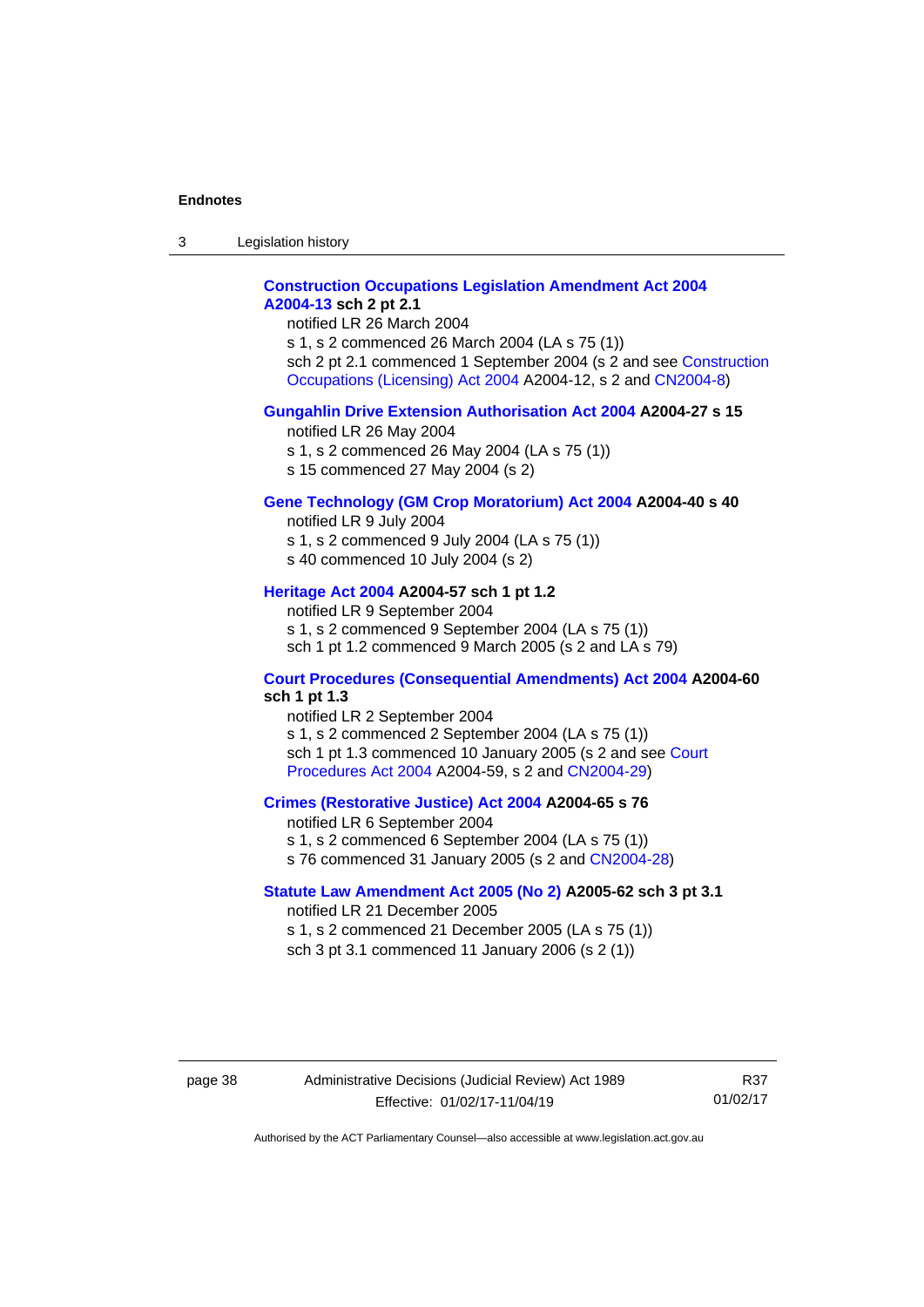**Construction Occupations Legislation Amendment Act 2004 A2004-13 sch 2 pt 2.1**

notified LR 26 March 2004

s 1, s 2 commenced 26 March 2004 (LA s 75 (1))

sch 2 pt 2.1 commenced 1 September 2004 (s 2 and see Construction Occupations (Licensing) Act 2004 A2004-12, s 2 and CN2004-8)

**Gungahlin Drive Extension Authorisation Act 2004 A2004-27 s 15**

notified LR 26 May 2004

s 1, s 2 commenced 26 May 2004 (LA s 75 (1))

s 15 commenced 27 May 2004 (s 2)

**Gene Technology (GM Crop Moratorium) Act 2004 A2004-40 s 40**

notified LR 9 July 2004

s 1, s 2 commenced 9 July 2004 (LA s 75 (1))

s 40 commenced 10 July 2004 (s 2)

**Heritage Act 2004 A2004-57 sch 1 pt 1.2**

notified LR 9 September 2004

s 1, s 2 commenced 9 September 2004 (LA s 75 (1))

sch 1 pt 1.2 commenced 9 March 2005 (s 2 and LA s 79)

**Court Procedures (Consequential Amendments) Act 2004 A2004-60 sch 1 pt 1.3**

notified LR 2 September 2004

s 1, s 2 commenced 2 September 2004 (LA s 75 (1))

sch 1 pt 1.3 commenced 10 January 2005 (s 2 and see Court Procedures Act 2004 A2004-59, s 2 and CN2004-29)

**Crimes (Restorative Justice) Act 2004 A2004-65 s 76**

notified LR 6 September 2004

s 1, s 2 commenced 6 September 2004 (LA s 75 (1))

s 76 commenced 31 January 2005 (s 2 and CN2004-28)

**Statute Law Amendment Act 2005 (No 2) A2005-62 sch 3 pt 3.1**

notified LR 21 December 2005

s 1, s 2 commenced 21 December 2005 (LA s 75 (1))

sch 3 pt 3.1 commenced 11 January 2006 (s 2 (1))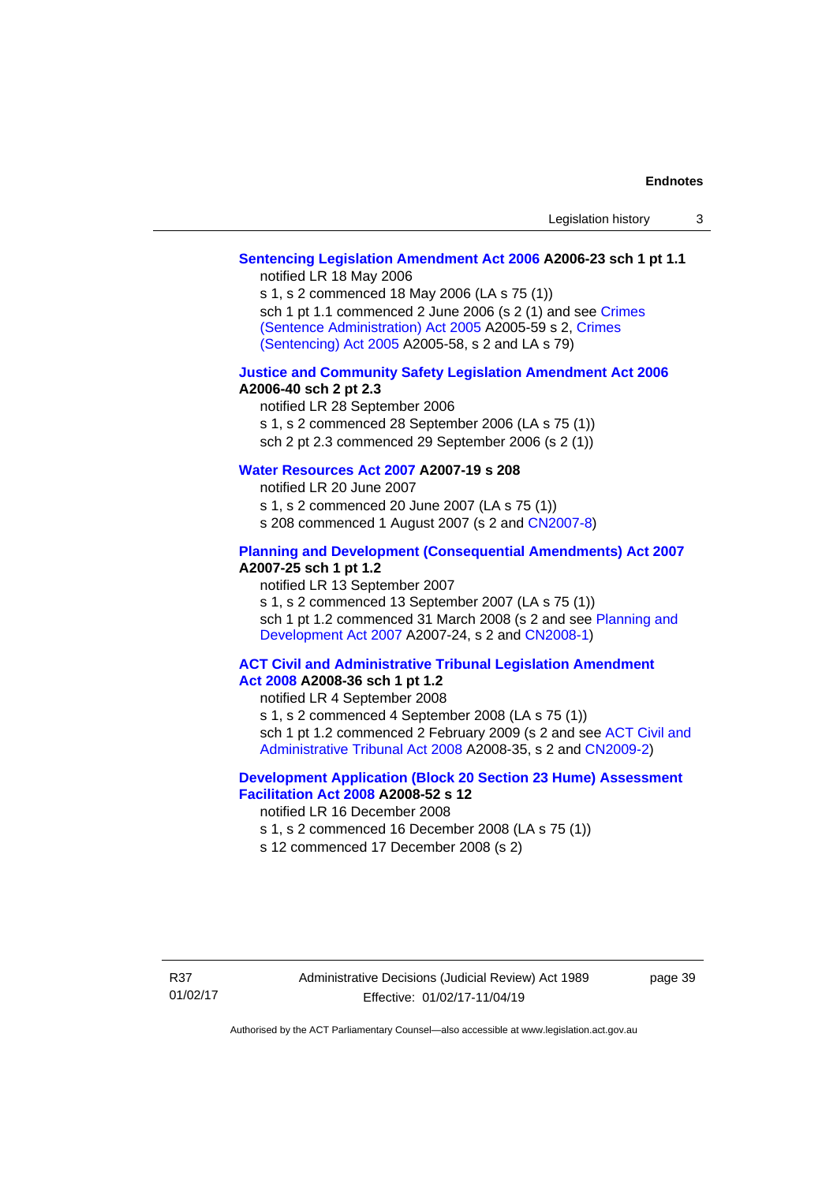**Sentencing Legislation Amendment Act 2006 A2006-23 sch 1 pt 1.1**

notified LR 18 May 2006

s 1, s 2 commenced 18 May 2006 (LA s 75 (1))

sch 1 pt 1.1 commenced 2 June 2006 (s 2 (1) and see Crimes (Sentence Administration) Act 2005 A2005-59 s 2, Crimes (Sentencing) Act 2005 A2005-58, s 2 and LA s 79)

**Justice and Community Safety Legislation Amendment Act 2006 A2006-40 sch 2 pt 2.3**

notified LR 28 September 2006

s 1, s 2 commenced 28 September 2006 (LA s 75 (1))

sch 2 pt 2.3 commenced 29 September 2006 (s 2 (1))

**Water Resources Act 2007 A2007-19 s 208**

notified LR 20 June 2007

s 1, s 2 commenced 20 June 2007 (LA s 75 (1))

s 208 commenced 1 August 2007 (s 2 and CN2007-8)

**Planning and Development (Consequential Amendments) Act 2007 A2007-25 sch 1 pt 1.2**

notified LR 13 September 2007

s 1, s 2 commenced 13 September 2007 (LA s 75 (1))

sch 1 pt 1.2 commenced 31 March 2008 (s 2 and see Planning and Development Act 2007 A2007-24, s 2 and CN2008-1)

**ACT Civil and Administrative Tribunal Legislation Amendment Act 2008 A2008-36 sch 1 pt 1.2**

notified LR 4 September 2008

s 1, s 2 commenced 4 September 2008 (LA s 75 (1))

sch 1 pt 1.2 commenced 2 February 2009 (s 2 and see ACT Civil and Administrative Tribunal Act 2008 A2008-35, s 2 and CN2009-2)

**Development Application (Block 20 Section 23 Hume) Assessment Facilitation Act 2008 A2008-52 s 12**

notified LR 16 December 2008

s 1, s 2 commenced 16 December 2008 (LA s 75 (1))

s 12 commenced 17 December 2008 (s 2)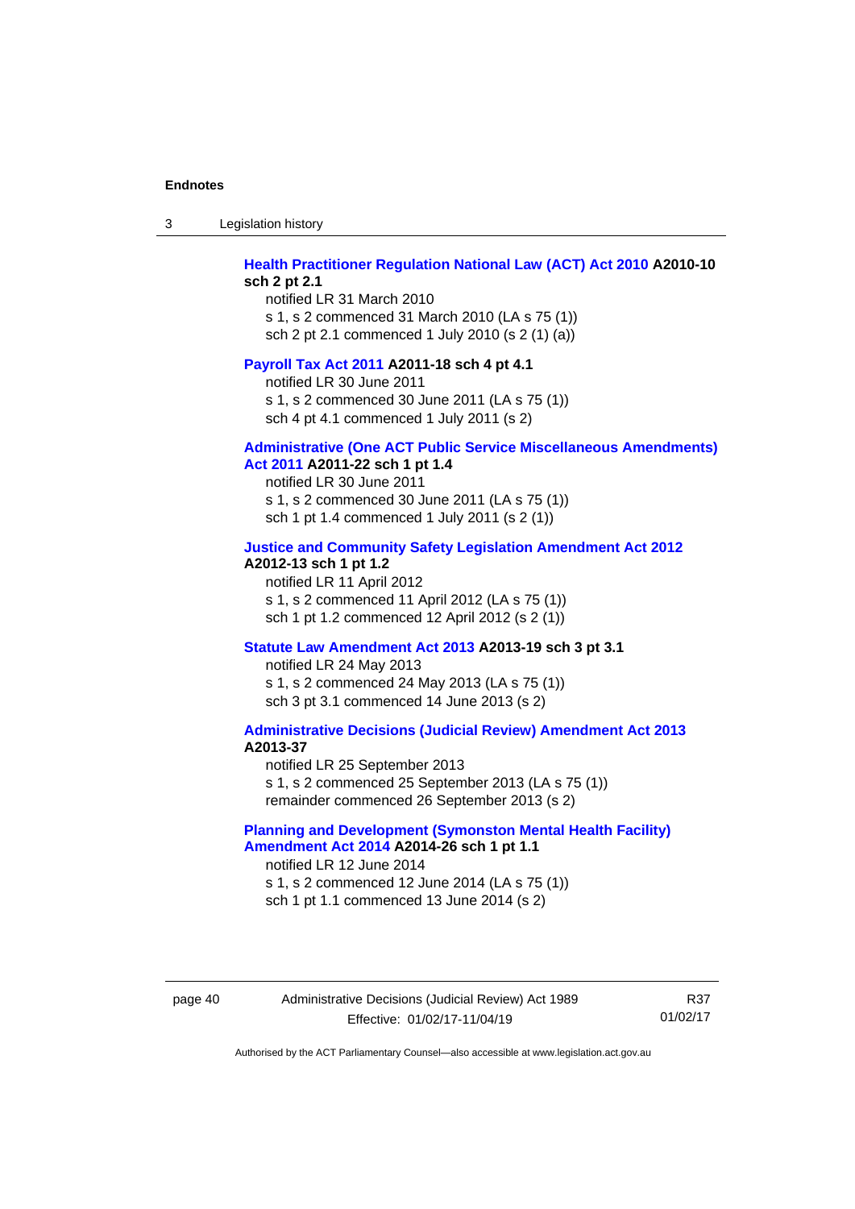**Health Practitioner Regulation National Law (ACT) Act 2010 A2010-10 sch 2 pt 2.1**

notified LR 31 March 2010
s 1, s 2 commenced 31 March 2010 (LA s 75 (1))
sch 2 pt 2.1 commenced 1 July 2010 (s 2 (1) (a))

**Payroll Tax Act 2011 A2011-18 sch 4 pt 4.1**

notified LR 30 June 2011
s 1, s 2 commenced 30 June 2011 (LA s 75 (1))
sch 4 pt 4.1 commenced 1 July 2011 (s 2)

**Administrative (One ACT Public Service Miscellaneous Amendments) Act 2011 A2011-22 sch 1 pt 1.4**

notified LR 30 June 2011
s 1, s 2 commenced 30 June 2011 (LA s 75 (1))
sch 1 pt 1.4 commenced 1 July 2011 (s 2 (1))

**Justice and Community Safety Legislation Amendment Act 2012 A2012-13 sch 1 pt 1.2**

notified LR 11 April 2012
s 1, s 2 commenced 11 April 2012 (LA s 75 (1))
sch 1 pt 1.2 commenced 12 April 2012 (s 2 (1))

**Statute Law Amendment Act 2013 A2013-19 sch 3 pt 3.1**

notified LR 24 May 2013
s 1, s 2 commenced 24 May 2013 (LA s 75 (1))
sch 3 pt 3.1 commenced 14 June 2013 (s 2)

**Administrative Decisions (Judicial Review) Amendment Act 2013 A2013-37**

notified LR 25 September 2013
s 1, s 2 commenced 25 September 2013 (LA s 75 (1))
remainder commenced 26 September 2013 (s 2)

**Planning and Development (Symonston Mental Health Facility) Amendment Act 2014 A2014-26 sch 1 pt 1.1**

notified LR 12 June 2014
s 1, s 2 commenced 12 June 2014 (LA s 75 (1))
sch 1 pt 1.1 commenced 13 June 2014 (s 2)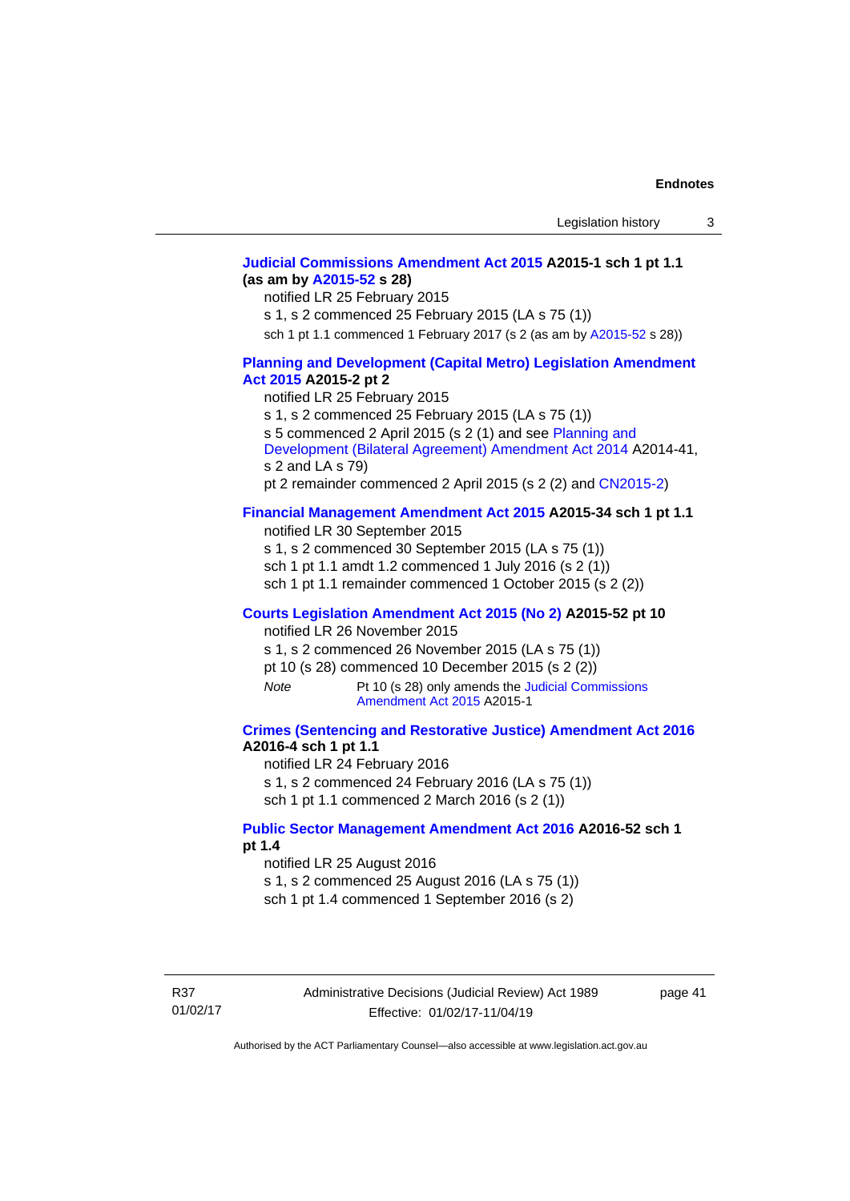**Judicial Commissions Amendment Act 2015 A2015-1 sch 1 pt 1.1 (as am by A2015-52 s 28)**

notified LR 25 February 2015

s 1, s 2 commenced 25 February 2015 (LA s 75 (1))

sch 1 pt 1.1 commenced 1 February 2017 (s 2 (as am by A2015-52 s 28))

**Planning and Development (Capital Metro) Legislation Amendment Act 2015 A2015-2 pt 2**

notified LR 25 February 2015

s 1, s 2 commenced 25 February 2015 (LA s 75 (1))

s 5 commenced 2 April 2015 (s 2 (1) and see Planning and Development (Bilateral Agreement) Amendment Act 2014 A2014-41, s 2 and LA s 79)

pt 2 remainder commenced 2 April 2015 (s 2 (2) and CN2015-2)

**Financial Management Amendment Act 2015 A2015-34 sch 1 pt 1.1**

notified LR 30 September 2015

s 1, s 2 commenced 30 September 2015 (LA s 75 (1))

sch 1 pt 1.1 amdt 1.2 commenced 1 July 2016 (s 2 (1))

sch 1 pt 1.1 remainder commenced 1 October 2015 (s 2 (2))

**Courts Legislation Amendment Act 2015 (No 2) A2015-52 pt 10**

notified LR 26 November 2015

s 1, s 2 commenced 26 November 2015 (LA s 75 (1))

pt 10 (s 28) commenced 10 December 2015 (s 2 (2))

*Note* Pt 10 (s 28) only amends the Judicial Commissions Amendment Act 2015 A2015-1

**Crimes (Sentencing and Restorative Justice) Amendment Act 2016 A2016-4 sch 1 pt 1.1**

notified LR 24 February 2016

s 1, s 2 commenced 24 February 2016 (LA s 75 (1))

sch 1 pt 1.1 commenced 2 March 2016 (s 2 (1))

**Public Sector Management Amendment Act 2016 A2016-52 sch 1 pt 1.4**

notified LR 25 August 2016

s 1, s 2 commenced 25 August 2016 (LA s 75 (1))

sch 1 pt 1.4 commenced 1 September 2016 (s 2)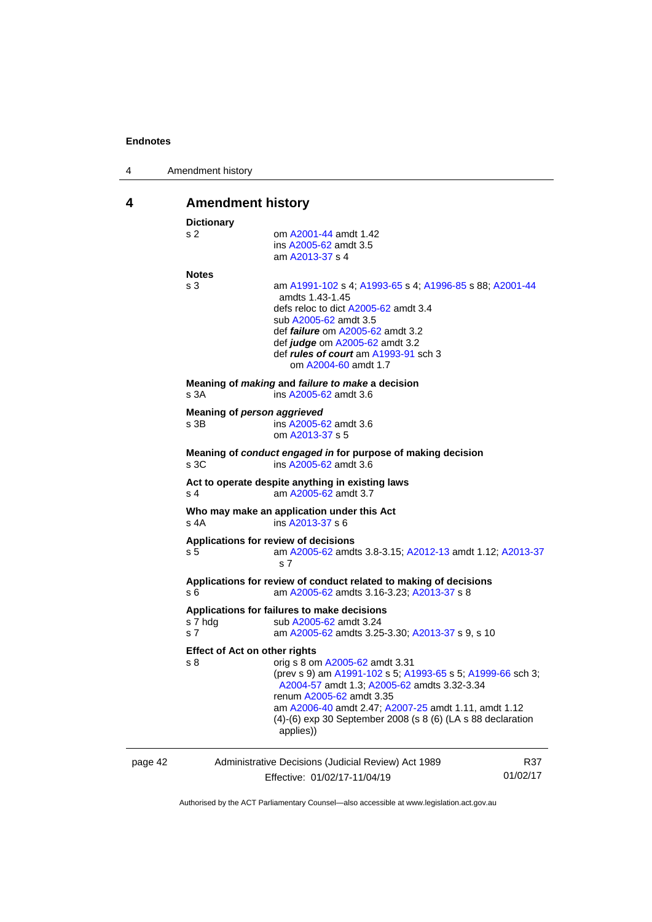## 4 Amendment history

**Dictionary**

s 2 — om A2001-44 amdt 1.42
ins A2005-62 amdt 3.5
am A2013-37 s 4

**Notes**

s 3 — am A1991-102 s 4; A1993-65 s 4; A1996-85 s 88; A2001-44 amdts 1.43-1.45
defs reloc to dict A2005-62 amdt 3.4
sub A2005-62 amdt 3.5
def ***failure*** om A2005-62 amdt 3.2
def ***judge*** om A2005-62 amdt 3.2
def ***rules of court*** am A1993-91 sch 3
om A2004-60 amdt 1.7

**Meaning of *making* and *failure to make* a decision**

s 3A — ins A2005-62 amdt 3.6

**Meaning of *person aggrieved***

s 3B — ins A2005-62 amdt 3.6
om A2013-37 s 5

**Meaning of *conduct engaged in* for purpose of making decision**

s 3C — ins A2005-62 amdt 3.6

**Act to operate despite anything in existing laws**

s 4 — am A2005-62 amdt 3.7

**Who may make an application under this Act**

s 4A — ins A2013-37 s 6

**Applications for review of decisions**

s 5 — am A2005-62 amdts 3.8-3.15; A2012-13 amdt 1.12; A2013-37 s 7

**Applications for review of conduct related to making of decisions**

s 6 — am A2005-62 amdts 3.16-3.23; A2013-37 s 8

**Applications for failures to make decisions**

s 7 hdg — sub A2005-62 amdt 3.24
s 7 — am A2005-62 amdts 3.25-3.30; A2013-37 s 9, s 10

**Effect of Act on other rights**

s 8 — orig s 8 om A2005-62 amdt 3.31
(prev s 9) am A1991-102 s 5; A1993-65 s 5; A1999-66 sch 3; A2004-57 amdt 1.3; A2005-62 amdts 3.32-3.34
renum A2005-62 amdt 3.35
am A2006-40 amdt 2.47; A2007-25 amdt 1.11, amdt 1.12
(4)-(6) exp 30 September 2008 (s 8 (6) (LA s 88 declaration applies))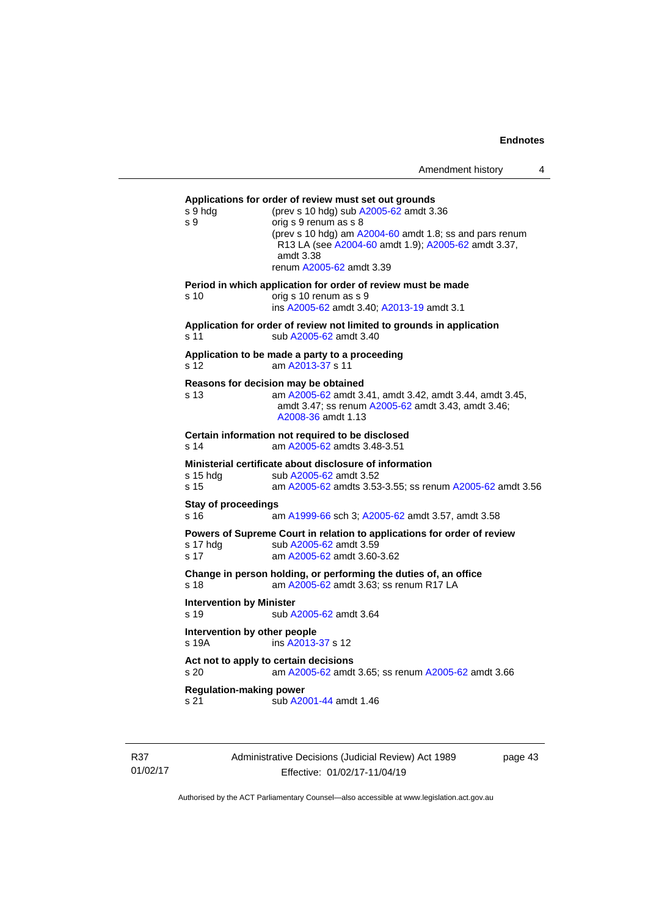**Applications for order of review must set out grounds**

s 9 hdg (prev s 10 hdg) sub A2005-62 amdt 3.36

s 9 orig s 9 renum as s 8
(prev s 10 hdg) am A2004-60 amdt 1.8; ss and pars renum R13 LA (see A2004-60 amdt 1.9); A2005-62 amdt 3.37, amdt 3.38
renum A2005-62 amdt 3.39

**Period in which application for order of review must be made**

s 10 orig s 10 renum as s 9
ins A2005-62 amdt 3.40; A2013-19 amdt 3.1

**Application for order of review not limited to grounds in application**

s 11 sub A2005-62 amdt 3.40

**Application to be made a party to a proceeding**

s 12 am A2013-37 s 11

**Reasons for decision may be obtained**

s 13 am A2005-62 amdt 3.41, amdt 3.42, amdt 3.44, amdt 3.45, amdt 3.47; ss renum A2005-62 amdt 3.43, amdt 3.46; A2008-36 amdt 1.13

**Certain information not required to be disclosed**

s 14 am A2005-62 amdts 3.48-3.51

**Ministerial certificate about disclosure of information**

s 15 hdg sub A2005-62 amdt 3.52

s 15 am A2005-62 amdts 3.53-3.55; ss renum A2005-62 amdt 3.56

**Stay of proceedings**

s 16 am A1999-66 sch 3; A2005-62 amdt 3.57, amdt 3.58

**Powers of Supreme Court in relation to applications for order of review**

s 17 hdg sub A2005-62 amdt 3.59

s 17 am A2005-62 amdt 3.60-3.62

**Change in person holding, or performing the duties of, an office**

s 18 am A2005-62 amdt 3.63; ss renum R17 LA

**Intervention by Minister**

s 19 sub A2005-62 amdt 3.64

**Intervention by other people**

s 19A ins A2013-37 s 12

**Act not to apply to certain decisions**

s 20 am A2005-62 amdt 3.65; ss renum A2005-62 amdt 3.66

**Regulation-making power**

s 21 sub A2001-44 amdt 1.46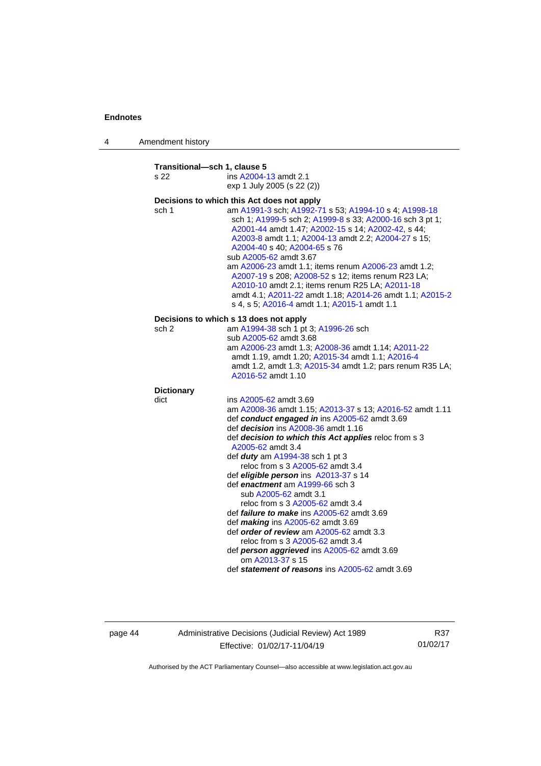**Transitional—sch 1, clause 5**

s 22 ins A2004-13 amdt 2.1
exp 1 July 2005 (s 22 (2))

**Decisions to which this Act does not apply**

sch 1 am A1991-3 sch; A1992-71 s 53; A1994-10 s 4; A1998-18 sch 1; A1999-5 sch 2; A1999-8 s 33; A2000-16 sch 3 pt 1; A2001-44 amdt 1.47; A2002-15 s 14; A2002-42, s 44; A2003-8 amdt 1.1; A2004-13 amdt 2.2; A2004-27 s 15; A2004-40 s 40; A2004-65 s 76
sub A2005-62 amdt 3.67
am A2006-23 amdt 1.1; items renum A2006-23 amdt 1.2; A2007-19 s 208; A2008-52 s 12; items renum R23 LA; A2010-10 amdt 2.1; items renum R25 LA; A2011-18 amdt 4.1; A2011-22 amdt 1.18; A2014-26 amdt 1.1; A2015-2 s 4, s 5; A2016-4 amdt 1.1; A2015-1 amdt 1.1

**Decisions to which s 13 does not apply**

sch 2 am A1994-38 sch 1 pt 3; A1996-26 sch
sub A2005-62 amdt 3.68
am A2006-23 amdt 1.3; A2008-36 amdt 1.14; A2011-22 amdt 1.19, amdt 1.20; A2015-34 amdt 1.1; A2016-4 amdt 1.2, amdt 1.3; A2015-34 amdt 1.2; pars renum R35 LA; A2016-52 amdt 1.10

**Dictionary**

dict ins A2005-62 amdt 3.69
am A2008-36 amdt 1.15; A2013-37 s 13; A2016-52 amdt 1.11
def ***conduct engaged in*** ins A2005-62 amdt 3.69
def ***decision*** ins A2008-36 amdt 1.16
def ***decision to which this Act applies*** reloc from s 3 A2005-62 amdt 3.4
def ***duty*** am A1994-38 sch 1 pt 3
reloc from s 3 A2005-62 amdt 3.4
def ***eligible person*** ins A2013-37 s 14
def ***enactment*** am A1999-66 sch 3
sub A2005-62 amdt 3.1
reloc from s 3 A2005-62 amdt 3.4
def ***failure to make*** ins A2005-62 amdt 3.69
def ***making*** ins A2005-62 amdt 3.69
def ***order of review*** am A2005-62 amdt 3.3
reloc from s 3 A2005-62 amdt 3.4
def ***person aggrieved*** ins A2005-62 amdt 3.69
om A2013-37 s 15
def ***statement of reasons*** ins A2005-62 amdt 3.69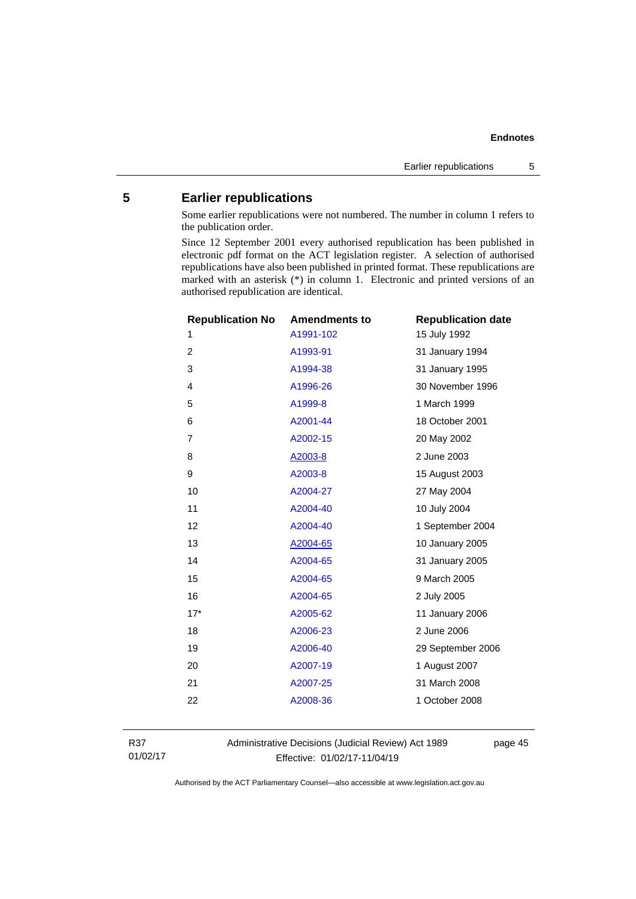## 5 Earlier republications

Some earlier republications were not numbered. The number in column 1 refers to the publication order.

Since 12 September 2001 every authorised republication has been published in electronic pdf format on the ACT legislation register. A selection of authorised republications have also been published in printed format. These republications are marked with an asterisk (*) in column 1. Electronic and printed versions of an authorised republication are identical.

| Republication No | Amendments to | Republication date |
|---|---|---|
| 1 | A1991-102 | 15 July 1992 |
| 2 | A1993-91 | 31 January 1994 |
| 3 | A1994-38 | 31 January 1995 |
| 4 | A1996-26 | 30 November 1996 |
| 5 | A1999-8 | 1 March 1999 |
| 6 | A2001-44 | 18 October 2001 |
| 7 | A2002-15 | 20 May 2002 |
| 8 | A2003-8 | 2 June 2003 |
| 9 | A2003-8 | 15 August 2003 |
| 10 | A2004-27 | 27 May 2004 |
| 11 | A2004-40 | 10 July 2004 |
| 12 | A2004-40 | 1 September 2004 |
| 13 | A2004-65 | 10 January 2005 |
| 14 | A2004-65 | 31 January 2005 |
| 15 | A2004-65 | 9 March 2005 |
| 16 | A2004-65 | 2 July 2005 |
| 17* | A2005-62 | 11 January 2006 |
| 18 | A2006-23 | 2 June 2006 |
| 19 | A2006-40 | 29 September 2006 |
| 20 | A2007-19 | 1 August 2007 |
| 21 | A2007-25 | 31 March 2008 |
| 22 | A2008-36 | 1 October 2008 |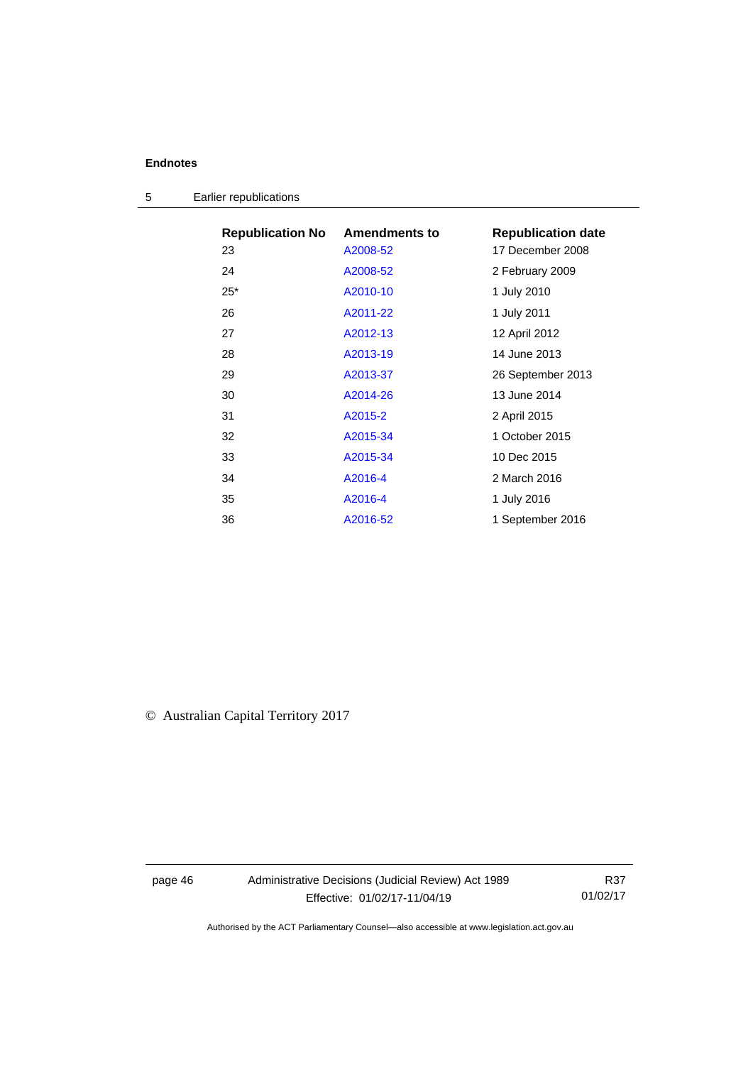## Endnotes

### 5 Earlier republications

| Republication No | Amendments to | Republication date |
|---|---|---|
| 23 | A2008-52 | 17 December 2008 |
| 24 | A2008-52 | 2 February 2009 |
| 25* | A2010-10 | 1 July 2010 |
| 26 | A2011-22 | 1 July 2011 |
| 27 | A2012-13 | 12 April 2012 |
| 28 | A2013-19 | 14 June 2013 |
| 29 | A2013-37 | 26 September 2013 |
| 30 | A2014-26 | 13 June 2014 |
| 31 | A2015-2 | 2 April 2015 |
| 32 | A2015-34 | 1 October 2015 |
| 33 | A2015-34 | 10 Dec 2015 |
| 34 | A2016-4 | 2 March 2016 |
| 35 | A2016-4 | 1 July 2016 |
| 36 | A2016-52 | 1 September 2016 |

© Australian Capital Territory 2017